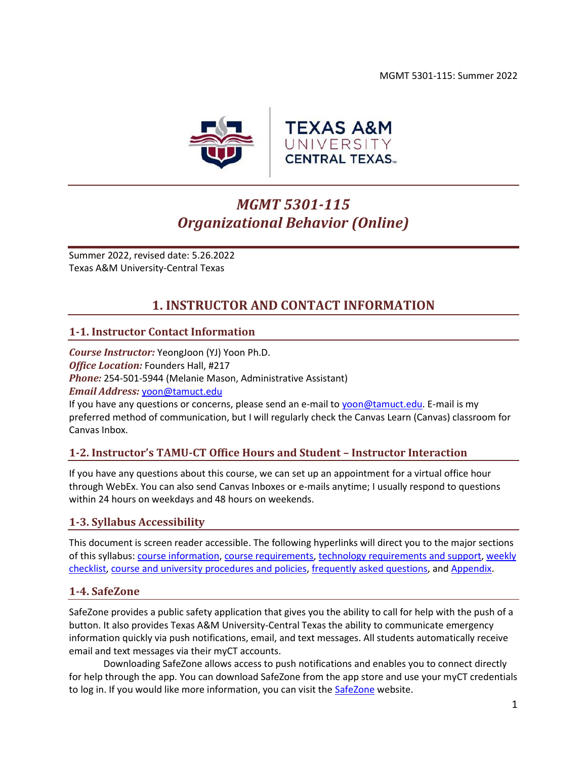# *MGMT 5301-115*
# *Organizational Behavior (Online)*

Summer 2022, revised date: 5.26.2022
Texas A&M University-Central Texas

## 1. INSTRUCTOR AND CONTACT INFORMATION

### 1-1. Instructor Contact Information

***Course Instructor:*** YeongJoon (YJ) Yoon Ph.D.
***Office Location:*** Founders Hall, #217
***Phone:*** 254-501-5944 (Melanie Mason, Administrative Assistant)
***Email Address:*** yoon@tamuct.edu
If you have any questions or concerns, please send an e-mail to yoon@tamuct.edu. E-mail is my preferred method of communication, but I will regularly check the Canvas Learn (Canvas) classroom for Canvas Inbox.

### 1-2. Instructor's TAMU-CT Office Hours and Student – Instructor Interaction

If you have any questions about this course, we can set up an appointment for a virtual office hour through WebEx. You can also send Canvas Inboxes or e-mails anytime; I usually respond to questions within 24 hours on weekdays and 48 hours on weekends.

### 1-3. Syllabus Accessibility

This document is screen reader accessible. The following hyperlinks will direct you to the major sections of this syllabus: course information, course requirements, technology requirements and support, weekly checklist, course and university procedures and policies, frequently asked questions, and Appendix.

### 1-4. SafeZone

SafeZone provides a public safety application that gives you the ability to call for help with the push of a button. It also provides Texas A&M University-Central Texas the ability to communicate emergency information quickly via push notifications, email, and text messages. All students automatically receive email and text messages via their myCT accounts.

Downloading SafeZone allows access to push notifications and enables you to connect directly for help through the app. You can download SafeZone from the app store and use your myCT credentials to log in. If you would like more information, you can visit the SafeZone website.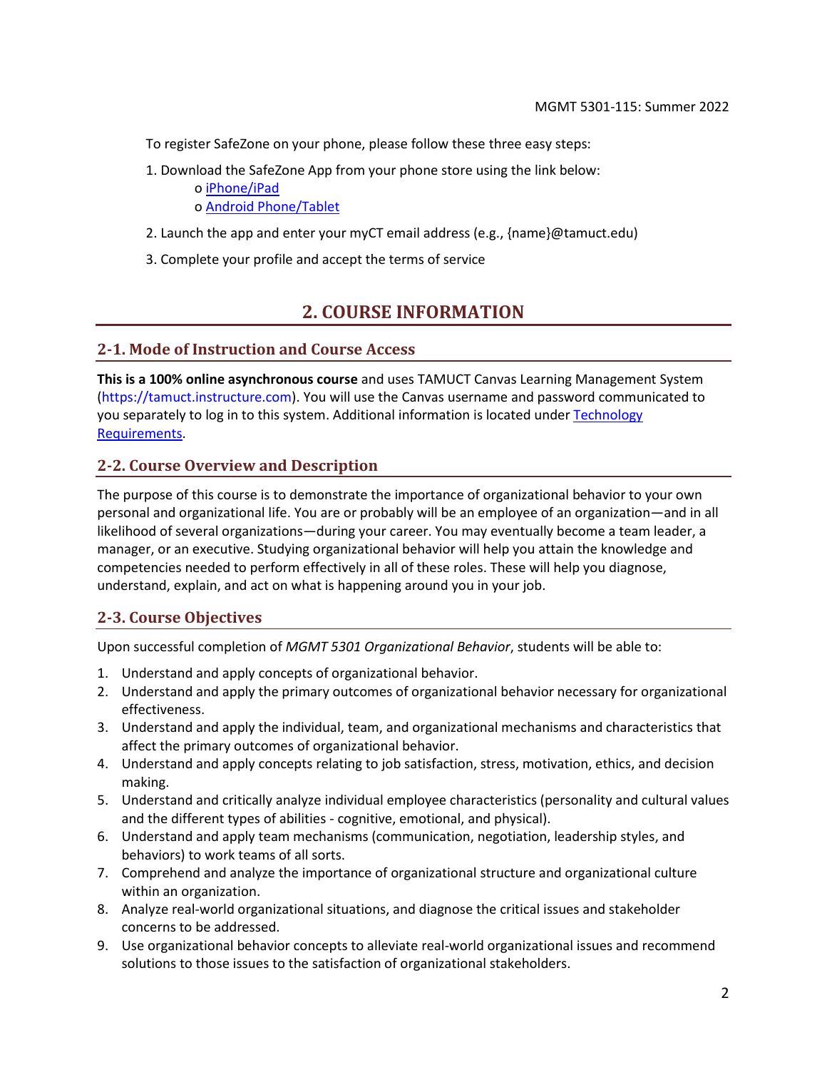To register SafeZone on your phone, please follow these three easy steps:

1. Download the SafeZone App from your phone store using the link below:
   o [iPhone/iPad]()
   o [Android Phone/Tablet]()
2. Launch the app and enter your myCT email address (e.g., {name}@tamuct.edu)
3. Complete your profile and accept the terms of service

# 2. COURSE INFORMATION

## 2-1. Mode of Instruction and Course Access

**This is a 100% online asynchronous course** and uses TAMUCT Canvas Learning Management System (https://tamuct.instructure.com). You will use the Canvas username and password communicated to you separately to log in to this system. Additional information is located under [Technology Requirements]().

## 2-2. Course Overview and Description

The purpose of this course is to demonstrate the importance of organizational behavior to your own personal and organizational life. You are or probably will be an employee of an organization—and in all likelihood of several organizations—during your career. You may eventually become a team leader, a manager, or an executive. Studying organizational behavior will help you attain the knowledge and competencies needed to perform effectively in all of these roles. These will help you diagnose, understand, explain, and act on what is happening around you in your job.

## 2-3. Course Objectives

Upon successful completion of *MGMT 5301 Organizational Behavior*, students will be able to:

1. Understand and apply concepts of organizational behavior.
2. Understand and apply the primary outcomes of organizational behavior necessary for organizational effectiveness.
3. Understand and apply the individual, team, and organizational mechanisms and characteristics that affect the primary outcomes of organizational behavior.
4. Understand and apply concepts relating to job satisfaction, stress, motivation, ethics, and decision making.
5. Understand and critically analyze individual employee characteristics (personality and cultural values and the different types of abilities - cognitive, emotional, and physical).
6. Understand and apply team mechanisms (communication, negotiation, leadership styles, and behaviors) to work teams of all sorts.
7. Comprehend and analyze the importance of organizational structure and organizational culture within an organization.
8. Analyze real-world organizational situations, and diagnose the critical issues and stakeholder concerns to be addressed.
9. Use organizational behavior concepts to alleviate real-world organizational issues and recommend solutions to those issues to the satisfaction of organizational stakeholders.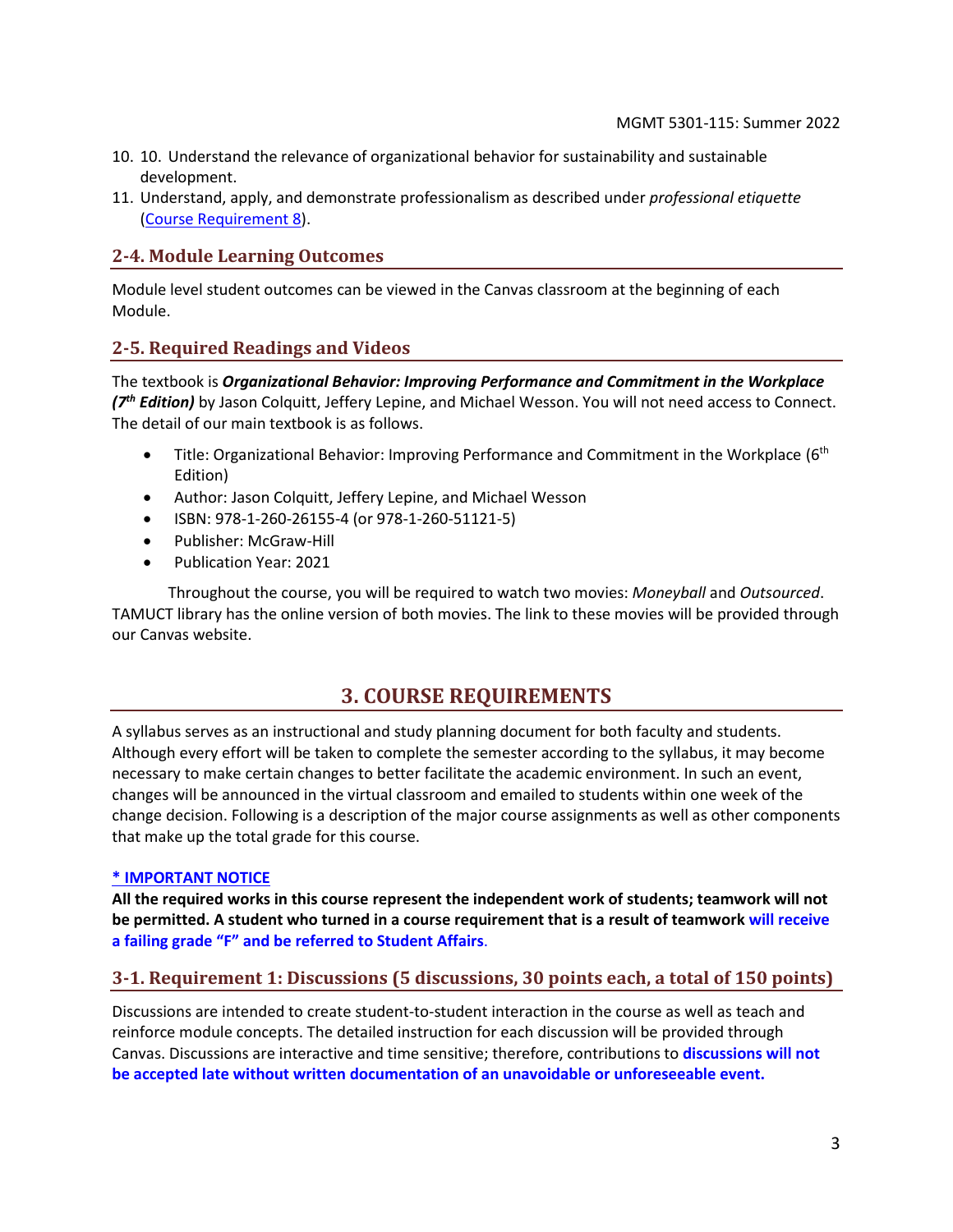10. 10. Understand the relevance of organizational behavior for sustainability and sustainable development.
11. Understand, apply, and demonstrate professionalism as described under *professional etiquette* (Course Requirement 8).

### 2-4. Module Learning Outcomes

Module level student outcomes can be viewed in the Canvas classroom at the beginning of each Module.

### 2-5. Required Readings and Videos

The textbook is ***Organizational Behavior: Improving Performance and Commitment in the Workplace (7th Edition)*** by Jason Colquitt, Jeffery Lepine, and Michael Wesson. You will not need access to Connect. The detail of our main textbook is as follows.

- Title: Organizational Behavior: Improving Performance and Commitment in the Workplace (6th Edition)
- Author: Jason Colquitt, Jeffery Lepine, and Michael Wesson
- ISBN: 978-1-260-26155-4 (or 978-1-260-51121-5)
- Publisher: McGraw-Hill
- Publication Year: 2021

Throughout the course, you will be required to watch two movies: *Moneyball* and *Outsourced*. TAMUCT library has the online version of both movies. The link to these movies will be provided through our Canvas website.

## 3. COURSE REQUIREMENTS

A syllabus serves as an instructional and study planning document for both faculty and students. Although every effort will be taken to complete the semester according to the syllabus, it may become necessary to make certain changes to better facilitate the academic environment. In such an event, changes will be announced in the virtual classroom and emailed to students within one week of the change decision. Following is a description of the major course assignments as well as other components that make up the total grade for this course.

**\* IMPORTANT NOTICE**

**All the required works in this course represent the independent work of students; teamwork will not be permitted. A student who turned in a course requirement that is a result of teamwork will receive a failing grade "F" and be referred to Student Affairs.**

### 3-1. Requirement 1: Discussions (5 discussions, 30 points each, a total of 150 points)

Discussions are intended to create student-to-student interaction in the course as well as teach and reinforce module concepts. The detailed instruction for each discussion will be provided through Canvas. Discussions are interactive and time sensitive; therefore, contributions to **discussions will not be accepted late without written documentation of an unavoidable or unforeseeable event.**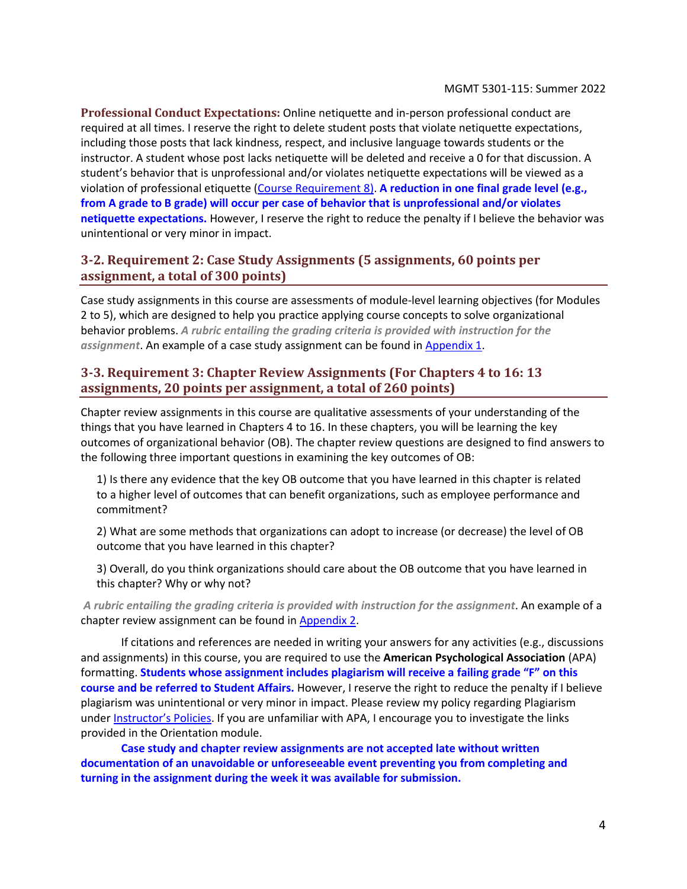**Professional Conduct Expectations:** Online netiquette and in-person professional conduct are required at all times. I reserve the right to delete student posts that violate netiquette expectations, including those posts that lack kindness, respect, and inclusive language towards students or the instructor. A student whose post lacks netiquette will be deleted and receive a 0 for that discussion. A student's behavior that is unprofessional and/or violates netiquette expectations will be viewed as a violation of professional etiquette (Course Requirement 8). **A reduction in one final grade level (e.g., from A grade to B grade) will occur per case of behavior that is unprofessional and/or violates netiquette expectations.** However, I reserve the right to reduce the penalty if I believe the behavior was unintentional or very minor in impact.

## 3-2. Requirement 2: Case Study Assignments (5 assignments, 60 points per assignment, a total of 300 points)

Case study assignments in this course are assessments of module-level learning objectives (for Modules 2 to 5), which are designed to help you practice applying course concepts to solve organizational behavior problems. ***A rubric entailing the grading criteria is provided with instruction for the assignment***. An example of a case study assignment can be found in Appendix 1.

## 3-3. Requirement 3: Chapter Review Assignments (For Chapters 4 to 16: 13 assignments, 20 points per assignment, a total of 260 points)

Chapter review assignments in this course are qualitative assessments of your understanding of the things that you have learned in Chapters 4 to 16. In these chapters, you will be learning the key outcomes of organizational behavior (OB). The chapter review questions are designed to find answers to the following three important questions in examining the key outcomes of OB:

1) Is there any evidence that the key OB outcome that you have learned in this chapter is related to a higher level of outcomes that can benefit organizations, such as employee performance and commitment?

2) What are some methods that organizations can adopt to increase (or decrease) the level of OB outcome that you have learned in this chapter?

3) Overall, do you think organizations should care about the OB outcome that you have learned in this chapter? Why or why not?

***A rubric entailing the grading criteria is provided with instruction for the assignment***. An example of a chapter review assignment can be found in Appendix 2.

If citations and references are needed in writing your answers for any activities (e.g., discussions and assignments) in this course, you are required to use the **American Psychological Association** (APA) formatting. **Students whose assignment includes plagiarism will receive a failing grade "F" on this course and be referred to Student Affairs.** However, I reserve the right to reduce the penalty if I believe plagiarism was unintentional or very minor in impact. Please review my policy regarding Plagiarism under Instructor's Policies. If you are unfamiliar with APA, I encourage you to investigate the links provided in the Orientation module.

**Case study and chapter review assignments are not accepted late without written documentation of an unavoidable or unforeseeable event preventing you from completing and turning in the assignment during the week it was available for submission.**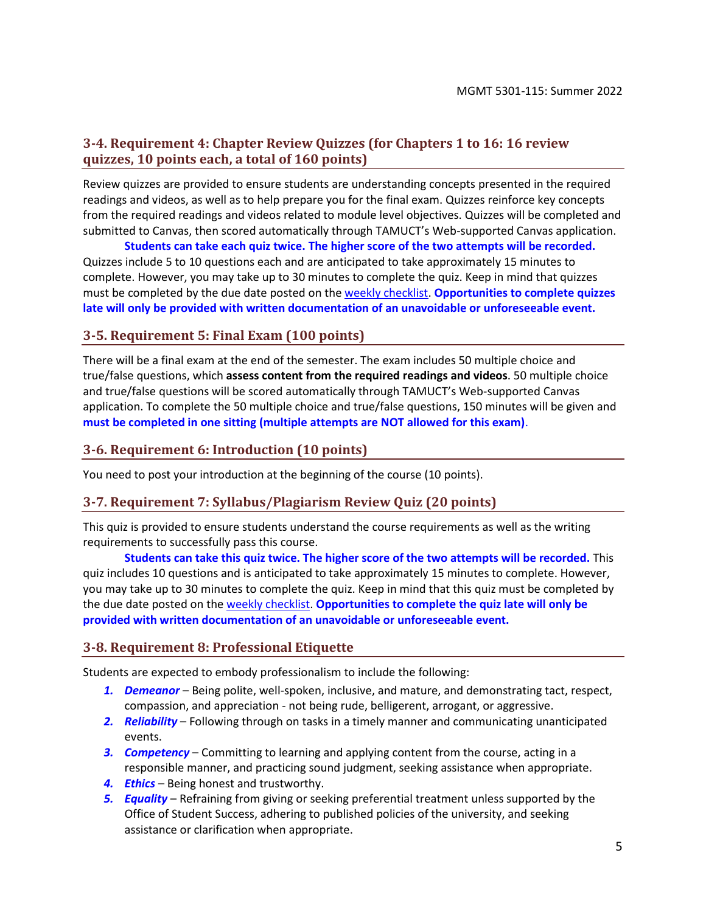## 3-4. Requirement 4: Chapter Review Quizzes (for Chapters 1 to 16: 16 review quizzes, 10 points each, a total of 160 points)

Review quizzes are provided to ensure students are understanding concepts presented in the required readings and videos, as well as to help prepare you for the final exam. Quizzes reinforce key concepts from the required readings and videos related to module level objectives. Quizzes will be completed and submitted to Canvas, then scored automatically through TAMUCT's Web-supported Canvas application.

**Students can take each quiz twice. The higher score of the two attempts will be recorded.** Quizzes include 5 to 10 questions each and are anticipated to take approximately 15 minutes to complete. However, you may take up to 30 minutes to complete the quiz. Keep in mind that quizzes must be completed by the due date posted on the weekly checklist. **Opportunities to complete quizzes late will only be provided with written documentation of an unavoidable or unforeseeable event.**

## 3-5. Requirement 5: Final Exam (100 points)

There will be a final exam at the end of the semester. The exam includes 50 multiple choice and true/false questions, which **assess content from the required readings and videos**. 50 multiple choice and true/false questions will be scored automatically through TAMUCT's Web-supported Canvas application. To complete the 50 multiple choice and true/false questions, 150 minutes will be given and **must be completed in one sitting (multiple attempts are NOT allowed for this exam)**.

## 3-6. Requirement 6: Introduction (10 points)

You need to post your introduction at the beginning of the course (10 points).

## 3-7. Requirement 7: Syllabus/Plagiarism Review Quiz (20 points)

This quiz is provided to ensure students understand the course requirements as well as the writing requirements to successfully pass this course.

**Students can take this quiz twice. The higher score of the two attempts will be recorded.** This quiz includes 10 questions and is anticipated to take approximately 15 minutes to complete. However, you may take up to 30 minutes to complete the quiz. Keep in mind that this quiz must be completed by the due date posted on the weekly checklist. **Opportunities to complete the quiz late will only be provided with written documentation of an unavoidable or unforeseeable event.**

## 3-8. Requirement 8: Professional Etiquette

Students are expected to embody professionalism to include the following:

1. ***Demeanor*** – Being polite, well-spoken, inclusive, and mature, and demonstrating tact, respect, compassion, and appreciation - not being rude, belligerent, arrogant, or aggressive.
2. ***Reliability*** – Following through on tasks in a timely manner and communicating unanticipated events.
3. ***Competency*** – Committing to learning and applying content from the course, acting in a responsible manner, and practicing sound judgment, seeking assistance when appropriate.
4. ***Ethics*** – Being honest and trustworthy.
5. ***Equality*** – Refraining from giving or seeking preferential treatment unless supported by the Office of Student Success, adhering to published policies of the university, and seeking assistance or clarification when appropriate.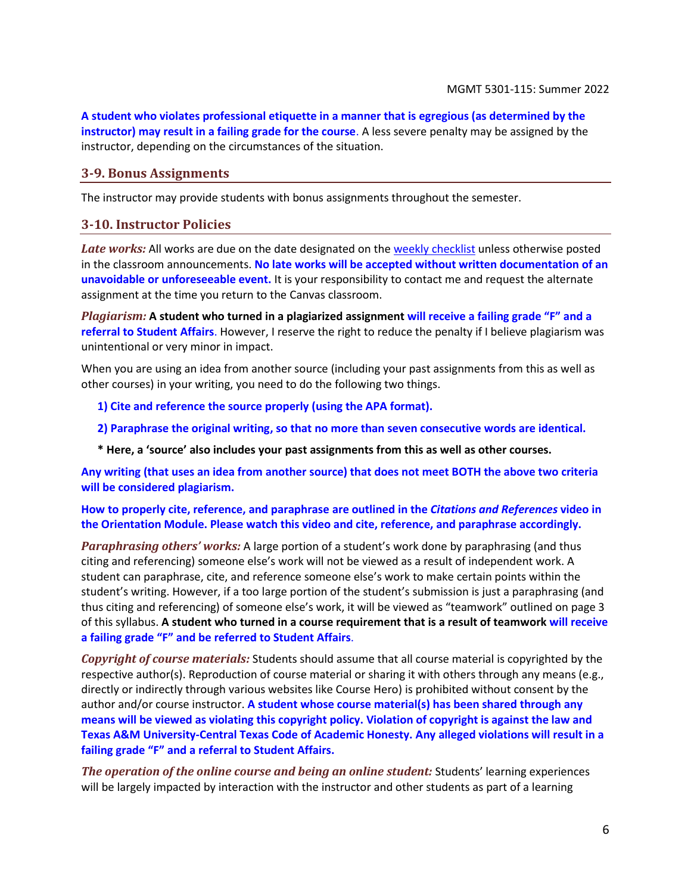**A student who violates professional etiquette in a manner that is egregious (as determined by the instructor) may result in a failing grade for the course**. A less severe penalty may be assigned by the instructor, depending on the circumstances of the situation.

## 3-9. Bonus Assignments

The instructor may provide students with bonus assignments throughout the semester.

## 3-10. Instructor Policies

***Late works:*** All works are due on the date designated on the weekly checklist unless otherwise posted in the classroom announcements. **No late works will be accepted without written documentation of an unavoidable or unforeseeable event.** It is your responsibility to contact me and request the alternate assignment at the time you return to the Canvas classroom.

***Plagiarism:*** **A student who turned in a plagiarized assignment will receive a failing grade "F" and a referral to Student Affairs**. However, I reserve the right to reduce the penalty if I believe plagiarism was unintentional or very minor in impact.

When you are using an idea from another source (including your past assignments from this as well as other courses) in your writing, you need to do the following two things.

**1) Cite and reference the source properly (using the APA format).**

**2) Paraphrase the original writing, so that no more than seven consecutive words are identical.**

**\* Here, a 'source' also includes your past assignments from this as well as other courses.**

**Any writing (that uses an idea from another source) that does not meet BOTH the above two criteria will be considered plagiarism.**

**How to properly cite, reference, and paraphrase are outlined in the *Citations and References* video in the Orientation Module. Please watch this video and cite, reference, and paraphrase accordingly.**

***Paraphrasing others' works:*** A large portion of a student's work done by paraphrasing (and thus citing and referencing) someone else's work will not be viewed as a result of independent work. A student can paraphrase, cite, and reference someone else's work to make certain points within the student's writing. However, if a too large portion of the student's submission is just a paraphrasing (and thus citing and referencing) of someone else's work, it will be viewed as "teamwork" outlined on page 3 of this syllabus. **A student who turned in a course requirement that is a result of teamwork will receive a failing grade "F" and be referred to Student Affairs**.

***Copyright of course materials:*** Students should assume that all course material is copyrighted by the respective author(s). Reproduction of course material or sharing it with others through any means (e.g., directly or indirectly through various websites like Course Hero) is prohibited without consent by the author and/or course instructor. **A student whose course material(s) has been shared through any means will be viewed as violating this copyright policy. Violation of copyright is against the law and Texas A&M University-Central Texas Code of Academic Honesty. Any alleged violations will result in a failing grade "F" and a referral to Student Affairs.**

***The operation of the online course and being an online student:*** Students' learning experiences will be largely impacted by interaction with the instructor and other students as part of a learning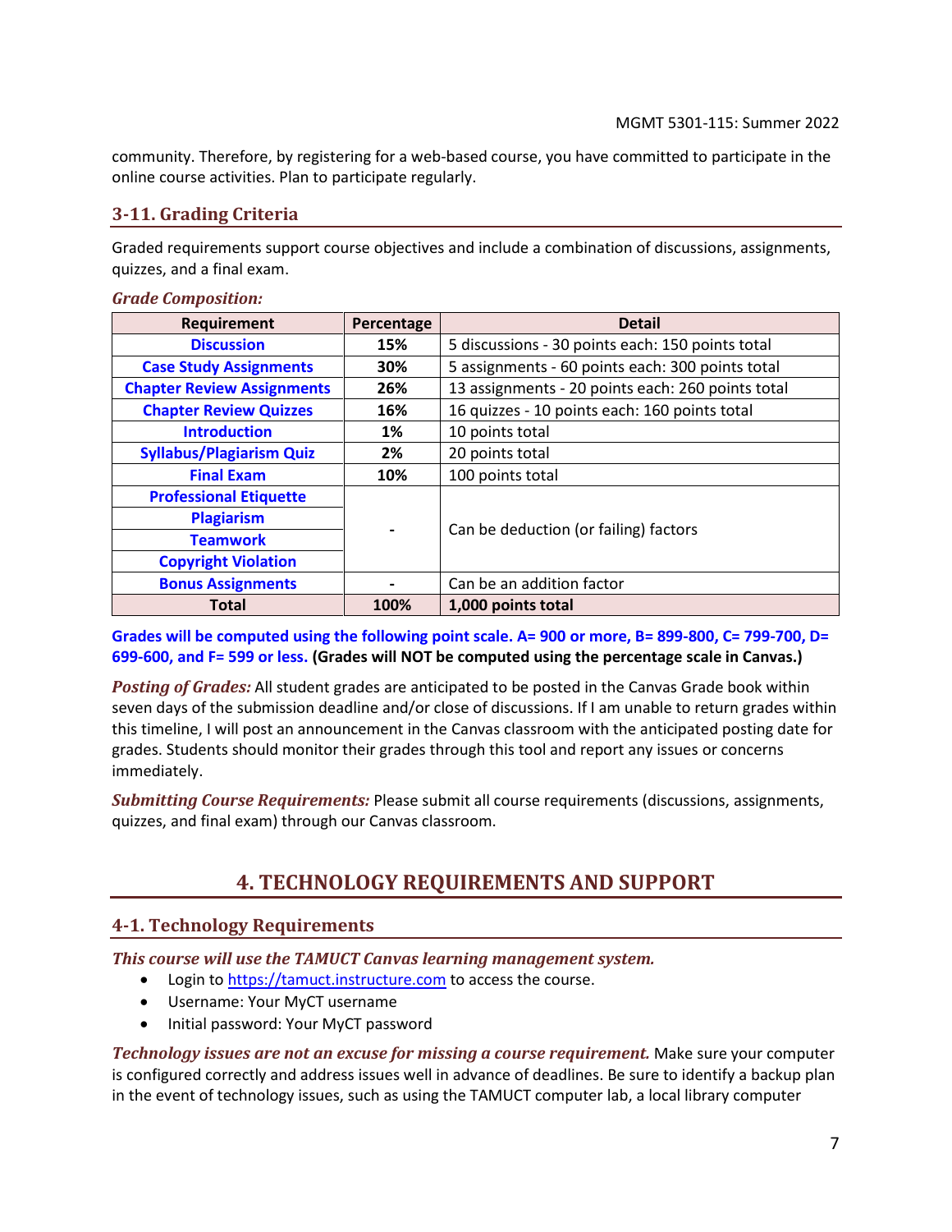community. Therefore, by registering for a web-based course, you have committed to participate in the online course activities. Plan to participate regularly.

### 3-11. Grading Criteria

Graded requirements support course objectives and include a combination of discussions, assignments, quizzes, and a final exam.

***Grade Composition:***

| Requirement | Percentage | Detail |
|---|---|---|
| **Discussion** | **15%** | 5 discussions - 30 points each: 150 points total |
| **Case Study Assignments** | **30%** | 5 assignments - 60 points each: 300 points total |
| **Chapter Review Assignments** | **26%** | 13 assignments - 20 points each: 260 points total |
| **Chapter Review Quizzes** | **16%** | 16 quizzes - 10 points each: 160 points total |
| **Introduction** | **1%** | 10 points total |
| **Syllabus/Plagiarism Quiz** | **2%** | 20 points total |
| **Final Exam** | **10%** | 100 points total |
| **Professional Etiquette** | **-** | Can be deduction (or failing) factors |
| **Plagiarism** | | |
| **Teamwork** | | |
| **Copyright Violation** | | |
| **Bonus Assignments** | **-** | Can be an addition factor |
| **Total** | **100%** | **1,000 points total** |

**Grades will be computed using the following point scale. A= 900 or more, B= 899-800, C= 799-700, D= 699-600, and F= 599 or less. (Grades will NOT be computed using the percentage scale in Canvas.)**

***Posting of Grades:*** All student grades are anticipated to be posted in the Canvas Grade book within seven days of the submission deadline and/or close of discussions. If I am unable to return grades within this timeline, I will post an announcement in the Canvas classroom with the anticipated posting date for grades. Students should monitor their grades through this tool and report any issues or concerns immediately.

***Submitting Course Requirements:*** Please submit all course requirements (discussions, assignments, quizzes, and final exam) through our Canvas classroom.

## 4. TECHNOLOGY REQUIREMENTS AND SUPPORT

### 4-1. Technology Requirements

***This course will use the TAMUCT Canvas learning management system.***

- Login to https://tamuct.instructure.com to access the course.
- Username: Your MyCT username
- Initial password: Your MyCT password

***Technology issues are not an excuse for missing a course requirement.*** Make sure your computer is configured correctly and address issues well in advance of deadlines. Be sure to identify a backup plan in the event of technology issues, such as using the TAMUCT computer lab, a local library computer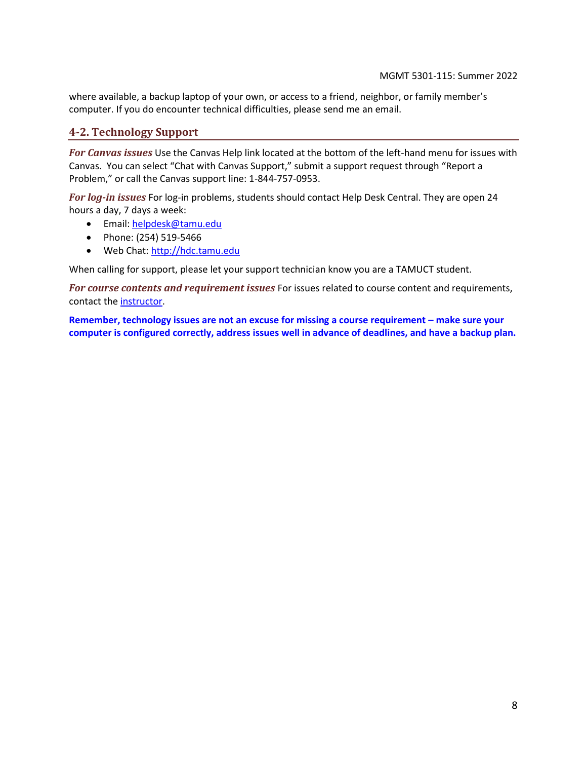where available, a backup laptop of your own, or access to a friend, neighbor, or family member's computer. If you do encounter technical difficulties, please send me an email.

## 4-2. Technology Support

***For Canvas issues*** Use the Canvas Help link located at the bottom of the left-hand menu for issues with Canvas. You can select "Chat with Canvas Support," submit a support request through "Report a Problem," or call the Canvas support line: 1-844-757-0953.

***For log-in issues*** For log-in problems, students should contact Help Desk Central. They are open 24 hours a day, 7 days a week:

- Email: helpdesk@tamu.edu
- Phone: (254) 519-5466
- Web Chat: http://hdc.tamu.edu

When calling for support, please let your support technician know you are a TAMUCT student.

***For course contents and requirement issues*** For issues related to course content and requirements, contact the instructor.

**Remember, technology issues are not an excuse for missing a course requirement – make sure your computer is configured correctly, address issues well in advance of deadlines, and have a backup plan.**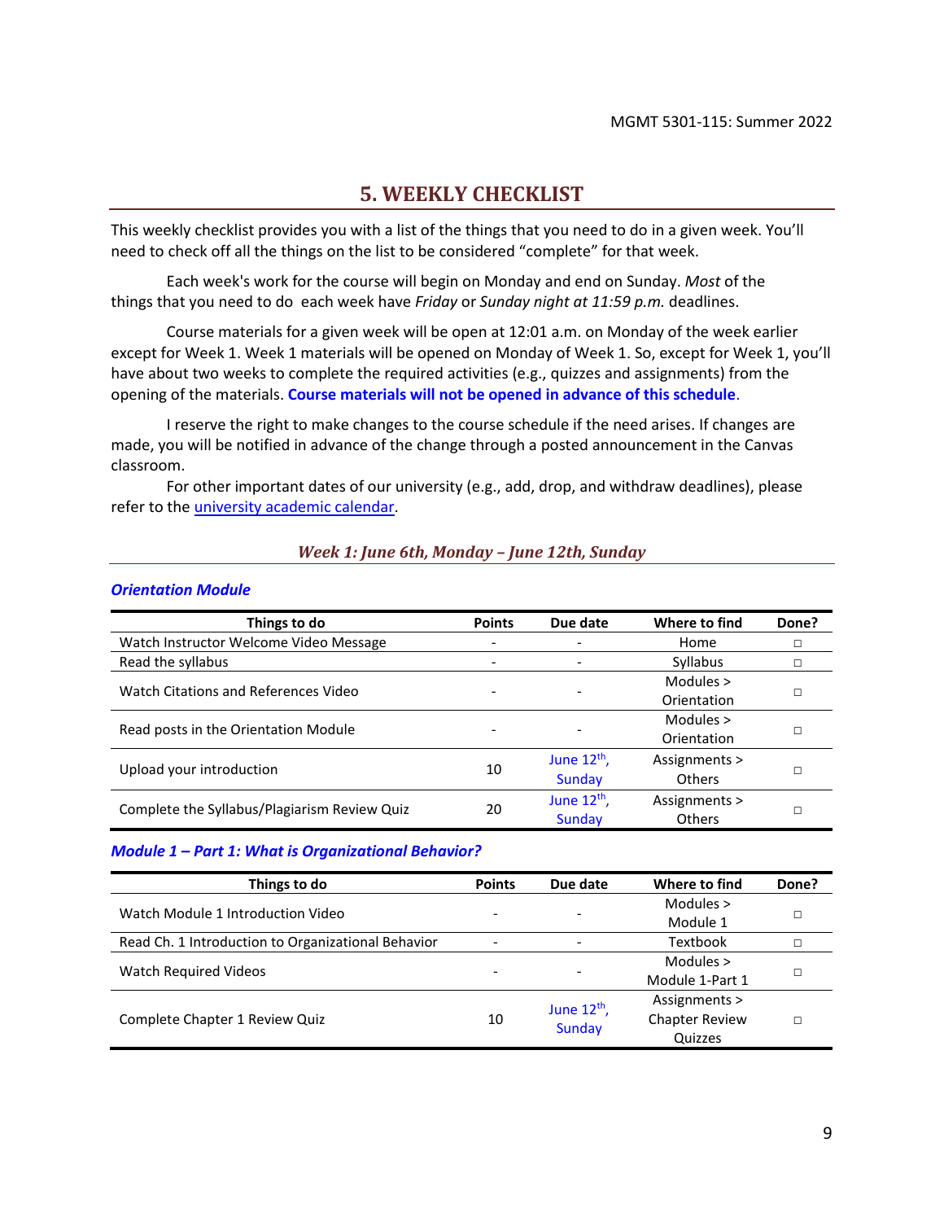## 5. WEEKLY CHECKLIST

This weekly checklist provides you with a list of the things that you need to do in a given week. You'll need to check off all the things on the list to be considered "complete" for that week.

Each week's work for the course will begin on Monday and end on Sunday. *Most* of the things that you need to do each week have *Friday* or *Sunday night at 11:59 p.m.* deadlines.

Course materials for a given week will be open at 12:01 a.m. on Monday of the week earlier except for Week 1. Week 1 materials will be opened on Monday of Week 1. So, except for Week 1, you'll have about two weeks to complete the required activities (e.g., quizzes and assignments) from the opening of the materials. **Course materials will not be opened in advance of this schedule**.

I reserve the right to make changes to the course schedule if the need arises. If changes are made, you will be notified in advance of the change through a posted announcement in the Canvas classroom.

For other important dates of our university (e.g., add, drop, and withdraw deadlines), please refer to the university academic calendar.

### *Week 1: June 6th, Monday – June 12th, Sunday*

#### *Orientation Module*

| Things to do | Points | Due date | Where to find | Done? |
|---|---|---|---|---|
| Watch Instructor Welcome Video Message | - | - | Home | □ |
| Read the syllabus | - | - | Syllabus | □ |
| Watch Citations and References Video | - | - | Modules > Orientation | □ |
| Read posts in the Orientation Module | - | - | Modules > Orientation | □ |
| Upload your introduction | 10 | June 12th, Sunday | Assignments > Others | □ |
| Complete the Syllabus/Plagiarism Review Quiz | 20 | June 12th, Sunday | Assignments > Others | □ |

#### *Module 1 – Part 1: What is Organizational Behavior?*

| Things to do | Points | Due date | Where to find | Done? |
|---|---|---|---|---|
| Watch Module 1 Introduction Video | - | - | Modules > Module 1 | □ |
| Read Ch. 1 Introduction to Organizational Behavior | - | - | Textbook | □ |
| Watch Required Videos | - | - | Modules > Module 1-Part 1 | □ |
| Complete Chapter 1 Review Quiz | 10 | June 12th, Sunday | Assignments > Chapter Review Quizzes | □ |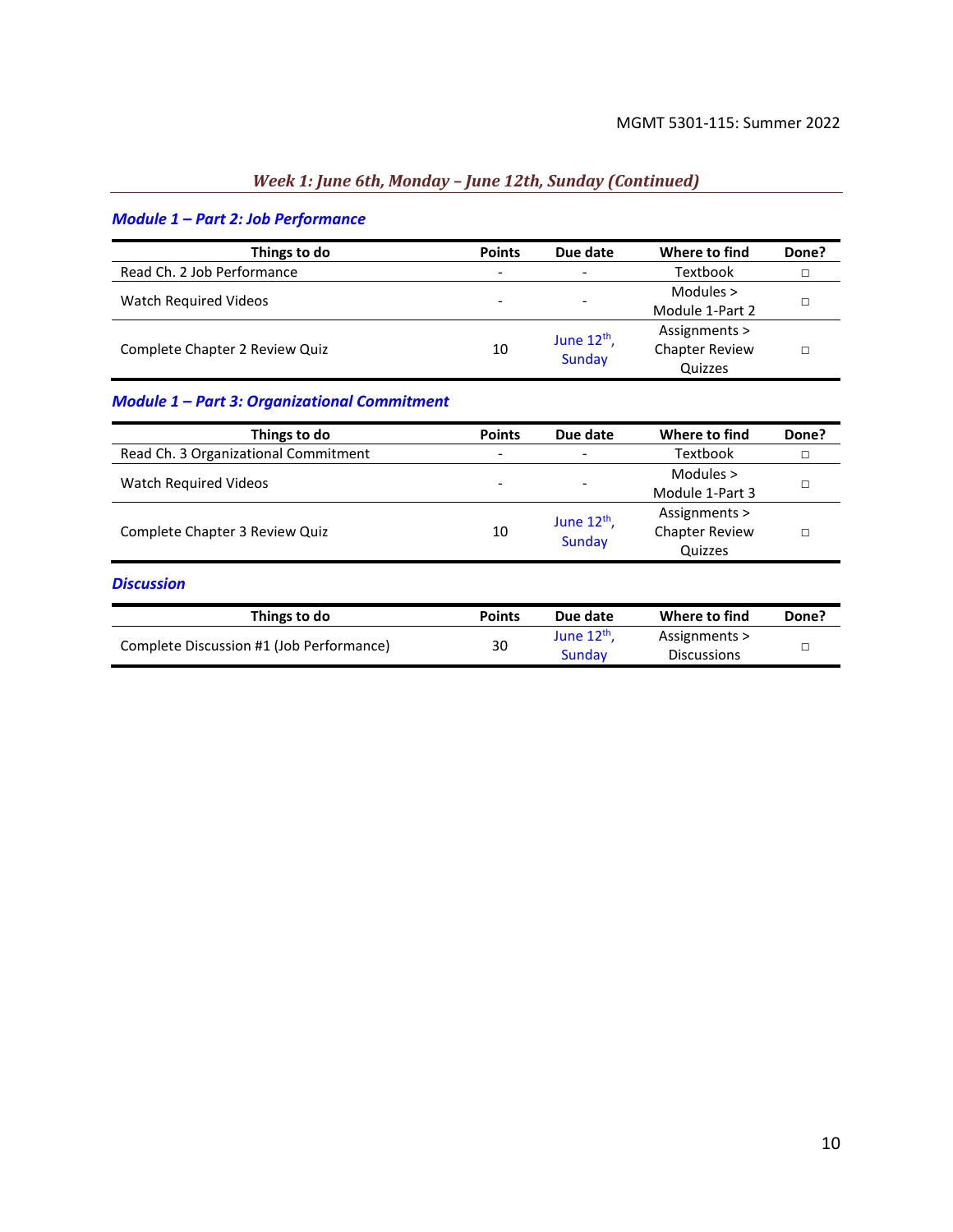## *Week 1: June 6th, Monday – June 12th, Sunday (Continued)*

### *Module 1 – Part 2: Job Performance*

| Things to do | Points | Due date | Where to find | Done? |
|---|---|---|---|---|
| Read Ch. 2 Job Performance | - | - | Textbook | □ |
| Watch Required Videos | - | - | Modules > Module 1-Part 2 | □ |
| Complete Chapter 2 Review Quiz | 10 | June 12th, Sunday | Assignments > Chapter Review Quizzes | □ |

### *Module 1 – Part 3: Organizational Commitment*

| Things to do | Points | Due date | Where to find | Done? |
|---|---|---|---|---|
| Read Ch. 3 Organizational Commitment | - | - | Textbook | □ |
| Watch Required Videos | - | - | Modules > Module 1-Part 3 | □ |
| Complete Chapter 3 Review Quiz | 10 | June 12th, Sunday | Assignments > Chapter Review Quizzes | □ |

### *Discussion*

| Things to do | Points | Due date | Where to find | Done? |
|---|---|---|---|---|
| Complete Discussion #1 (Job Performance) | 30 | June 12th, Sunday | Assignments > Discussions | □ |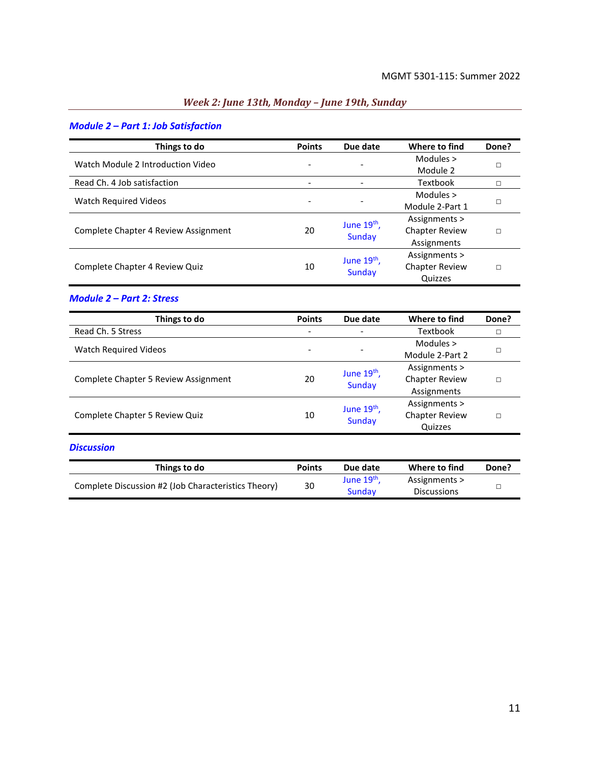## *Week 2: June 13th, Monday – June 19th, Sunday*

### *Module 2 – Part 1: Job Satisfaction*

| Things to do | Points | Due date | Where to find | Done? |
|---|---|---|---|---|
| Watch Module 2 Introduction Video | - | - | Modules > Module 2 | ◻ |
| Read Ch. 4 Job satisfaction | - | - | Textbook | ◻ |
| Watch Required Videos | - | - | Modules > Module 2-Part 1 | ◻ |
| Complete Chapter 4 Review Assignment | 20 | June 19th, Sunday | Assignments > Chapter Review Assignments | ◻ |
| Complete Chapter 4 Review Quiz | 10 | June 19th, Sunday | Assignments > Chapter Review Quizzes | ◻ |

### *Module 2 – Part 2: Stress*

| Things to do | Points | Due date | Where to find | Done? |
|---|---|---|---|---|
| Read Ch. 5 Stress | - | - | Textbook | ◻ |
| Watch Required Videos | - | - | Modules > Module 2-Part 2 | ◻ |
| Complete Chapter 5 Review Assignment | 20 | June 19th, Sunday | Assignments > Chapter Review Assignments | ◻ |
| Complete Chapter 5 Review Quiz | 10 | June 19th, Sunday | Assignments > Chapter Review Quizzes | ◻ |

### *Discussion*

| Things to do | Points | Due date | Where to find | Done? |
|---|---|---|---|---|
| Complete Discussion #2 (Job Characteristics Theory) | 30 | June 19th, Sunday | Assignments > Discussions | ◻ |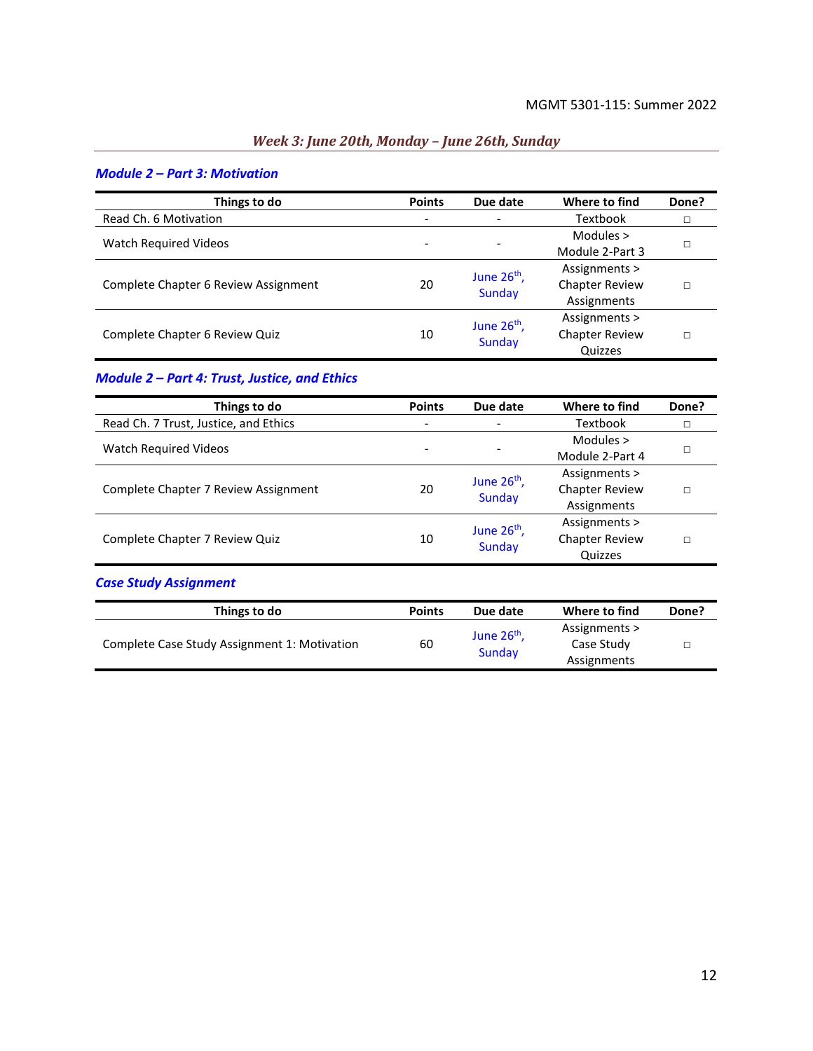## *Week 3: June 20th, Monday – June 26th, Sunday*

### *Module 2 – Part 3: Motivation*

| Things to do | Points | Due date | Where to find | Done? |
|---|---|---|---|---|
| Read Ch. 6 Motivation | - | - | Textbook | □ |
| Watch Required Videos | - | - | Modules > Module 2-Part 3 | □ |
| Complete Chapter 6 Review Assignment | 20 | June 26th, Sunday | Assignments > Chapter Review Assignments | □ |
| Complete Chapter 6 Review Quiz | 10 | June 26th, Sunday | Assignments > Chapter Review Quizzes | □ |

### *Module 2 – Part 4: Trust, Justice, and Ethics*

| Things to do | Points | Due date | Where to find | Done? |
|---|---|---|---|---|
| Read Ch. 7 Trust, Justice, and Ethics | - | - | Textbook | □ |
| Watch Required Videos | - | - | Modules > Module 2-Part 4 | □ |
| Complete Chapter 7 Review Assignment | 20 | June 26th, Sunday | Assignments > Chapter Review Assignments | □ |
| Complete Chapter 7 Review Quiz | 10 | June 26th, Sunday | Assignments > Chapter Review Quizzes | □ |

### *Case Study Assignment*

| Things to do | Points | Due date | Where to find | Done? |
|---|---|---|---|---|
| Complete Case Study Assignment 1: Motivation | 60 | June 26th, Sunday | Assignments > Case Study Assignments | □ |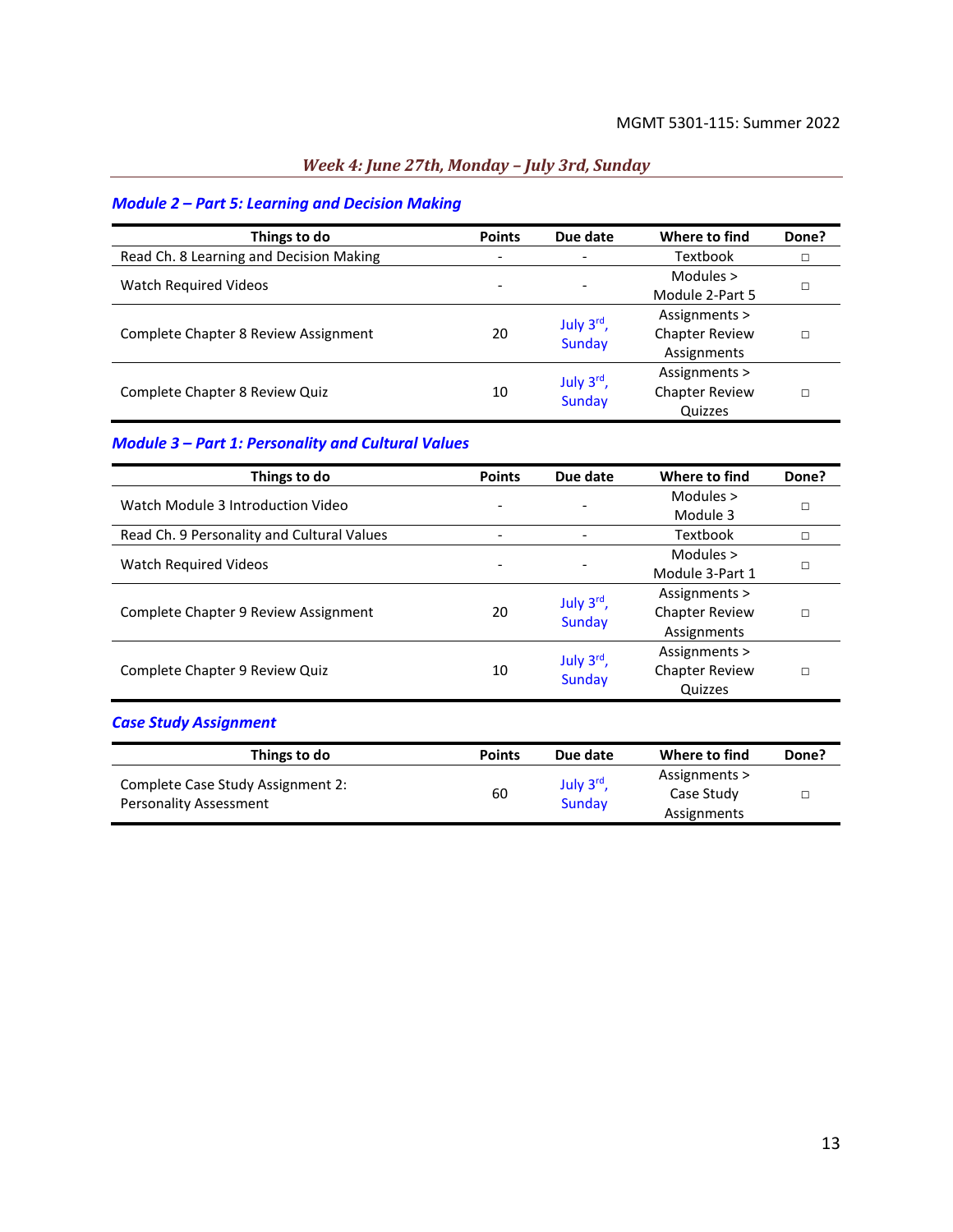## *Week 4: June 27th, Monday – July 3rd, Sunday*

### *Module 2 – Part 5: Learning and Decision Making*

| Things to do | Points | Due date | Where to find | Done? |
|---|---|---|---|---|
| Read Ch. 8 Learning and Decision Making | - | - | Textbook | □ |
| Watch Required Videos | - | - | Modules > Module 2-Part 5 | □ |
| Complete Chapter 8 Review Assignment | 20 | July 3rd, Sunday | Assignments > Chapter Review Assignments | □ |
| Complete Chapter 8 Review Quiz | 10 | July 3rd, Sunday | Assignments > Chapter Review Quizzes | □ |

### *Module 3 – Part 1: Personality and Cultural Values*

| Things to do | Points | Due date | Where to find | Done? |
|---|---|---|---|---|
| Watch Module 3 Introduction Video | - | - | Modules > Module 3 | □ |
| Read Ch. 9 Personality and Cultural Values | - | - | Textbook | □ |
| Watch Required Videos | - | - | Modules > Module 3-Part 1 | □ |
| Complete Chapter 9 Review Assignment | 20 | July 3rd, Sunday | Assignments > Chapter Review Assignments | □ |
| Complete Chapter 9 Review Quiz | 10 | July 3rd, Sunday | Assignments > Chapter Review Quizzes | □ |

### *Case Study Assignment*

| Things to do | Points | Due date | Where to find | Done? |
|---|---|---|---|---|
| Complete Case Study Assignment 2: Personality Assessment | 60 | July 3rd, Sunday | Assignments > Case Study Assignments | □ |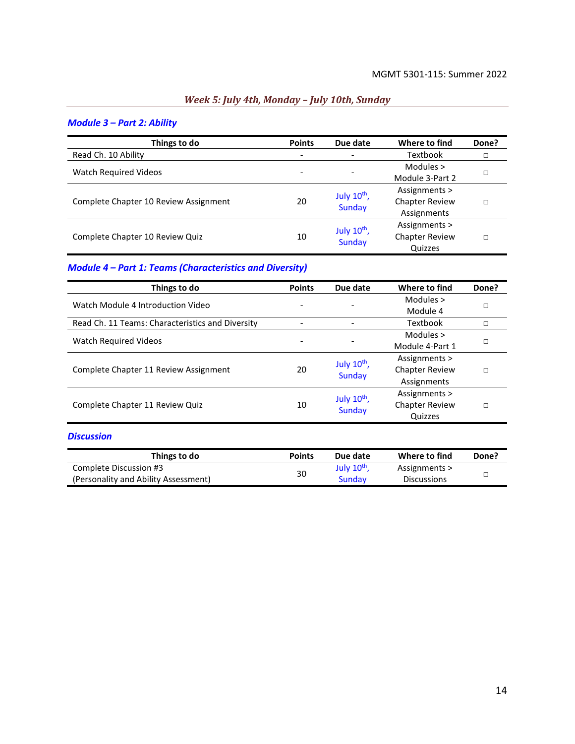## *Week 5: July 4th, Monday – July 10th, Sunday*

### *Module 3 – Part 2: Ability*

| Things to do | Points | Due date | Where to find | Done? |
|---|---|---|---|---|
| Read Ch. 10 Ability | - | - | Textbook | □ |
| Watch Required Videos | - | - | Modules > Module 3-Part 2 | □ |
| Complete Chapter 10 Review Assignment | 20 | July 10th, Sunday | Assignments > Chapter Review Assignments | □ |
| Complete Chapter 10 Review Quiz | 10 | July 10th, Sunday | Assignments > Chapter Review Quizzes | □ |

### *Module 4 – Part 1: Teams (Characteristics and Diversity)*

| Things to do | Points | Due date | Where to find | Done? |
|---|---|---|---|---|
| Watch Module 4 Introduction Video | - | - | Modules > Module 4 | □ |
| Read Ch. 11 Teams: Characteristics and Diversity | - | - | Textbook | □ |
| Watch Required Videos | - | - | Modules > Module 4-Part 1 | □ |
| Complete Chapter 11 Review Assignment | 20 | July 10th, Sunday | Assignments > Chapter Review Assignments | □ |
| Complete Chapter 11 Review Quiz | 10 | July 10th, Sunday | Assignments > Chapter Review Quizzes | □ |

### *Discussion*

| Things to do | Points | Due date | Where to find | Done? |
|---|---|---|---|---|
| Complete Discussion #3 (Personality and Ability Assessment) | 30 | July 10th, Sunday | Assignments > Discussions | □ |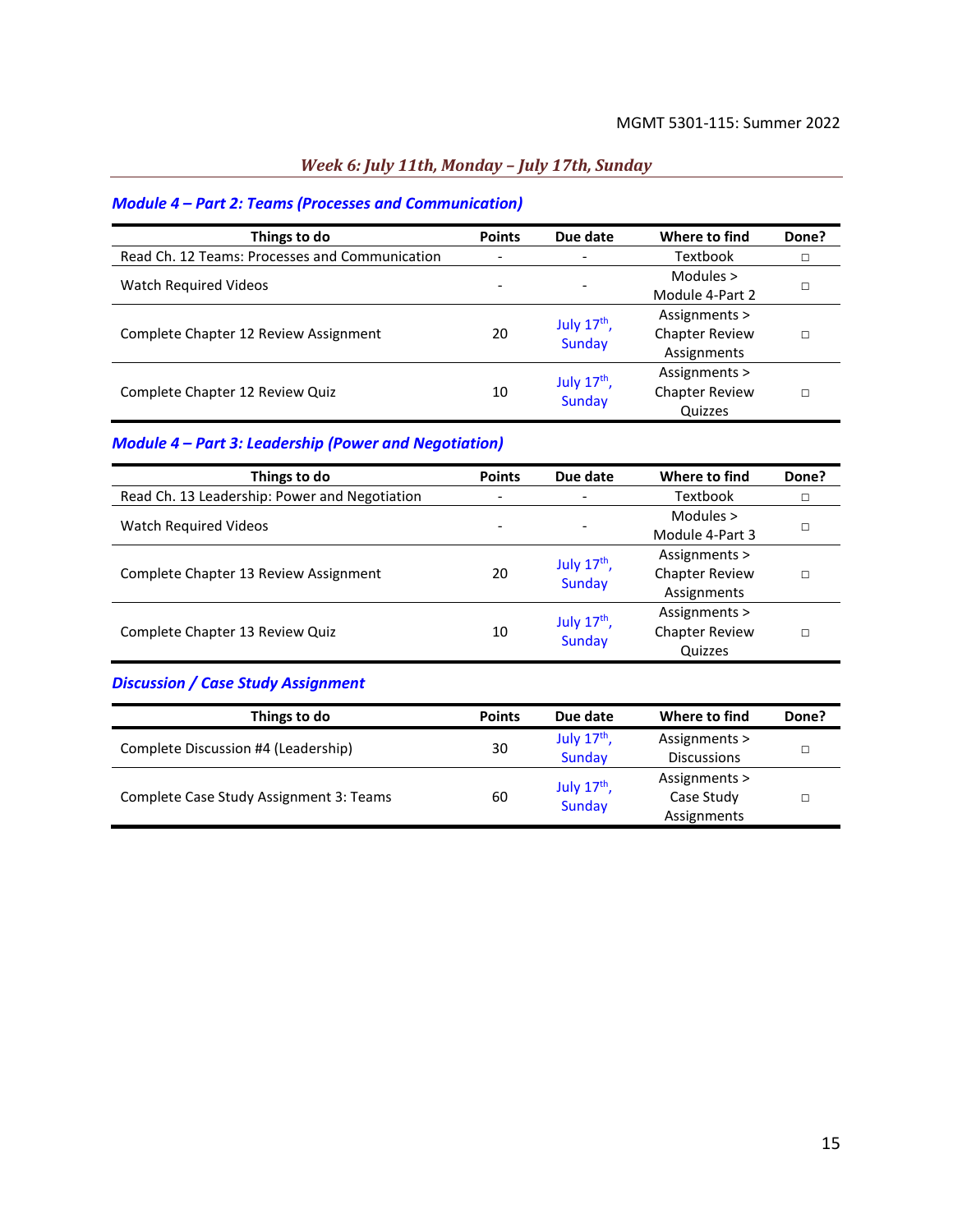## *Week 6: July 11th, Monday – July 17th, Sunday*

### *Module 4 – Part 2: Teams (Processes and Communication)*

| Things to do | Points | Due date | Where to find | Done? |
|---|---|---|---|---|
| Read Ch. 12 Teams: Processes and Communication | - | - | Textbook | □ |
| Watch Required Videos | - | - | Modules > Module 4-Part 2 | □ |
| Complete Chapter 12 Review Assignment | 20 | July 17th, Sunday | Assignments > Chapter Review Assignments | □ |
| Complete Chapter 12 Review Quiz | 10 | July 17th, Sunday | Assignments > Chapter Review Quizzes | □ |

### *Module 4 – Part 3: Leadership (Power and Negotiation)*

| Things to do | Points | Due date | Where to find | Done? |
|---|---|---|---|---|
| Read Ch. 13 Leadership: Power and Negotiation | - | - | Textbook | □ |
| Watch Required Videos | - | - | Modules > Module 4-Part 3 | □ |
| Complete Chapter 13 Review Assignment | 20 | July 17th, Sunday | Assignments > Chapter Review Assignments | □ |
| Complete Chapter 13 Review Quiz | 10 | July 17th, Sunday | Assignments > Chapter Review Quizzes | □ |

### *Discussion / Case Study Assignment*

| Things to do | Points | Due date | Where to find | Done? |
|---|---|---|---|---|
| Complete Discussion #4 (Leadership) | 30 | July 17th, Sunday | Assignments > Discussions | □ |
| Complete Case Study Assignment 3: Teams | 60 | July 17th, Sunday | Assignments > Case Study Assignments | □ |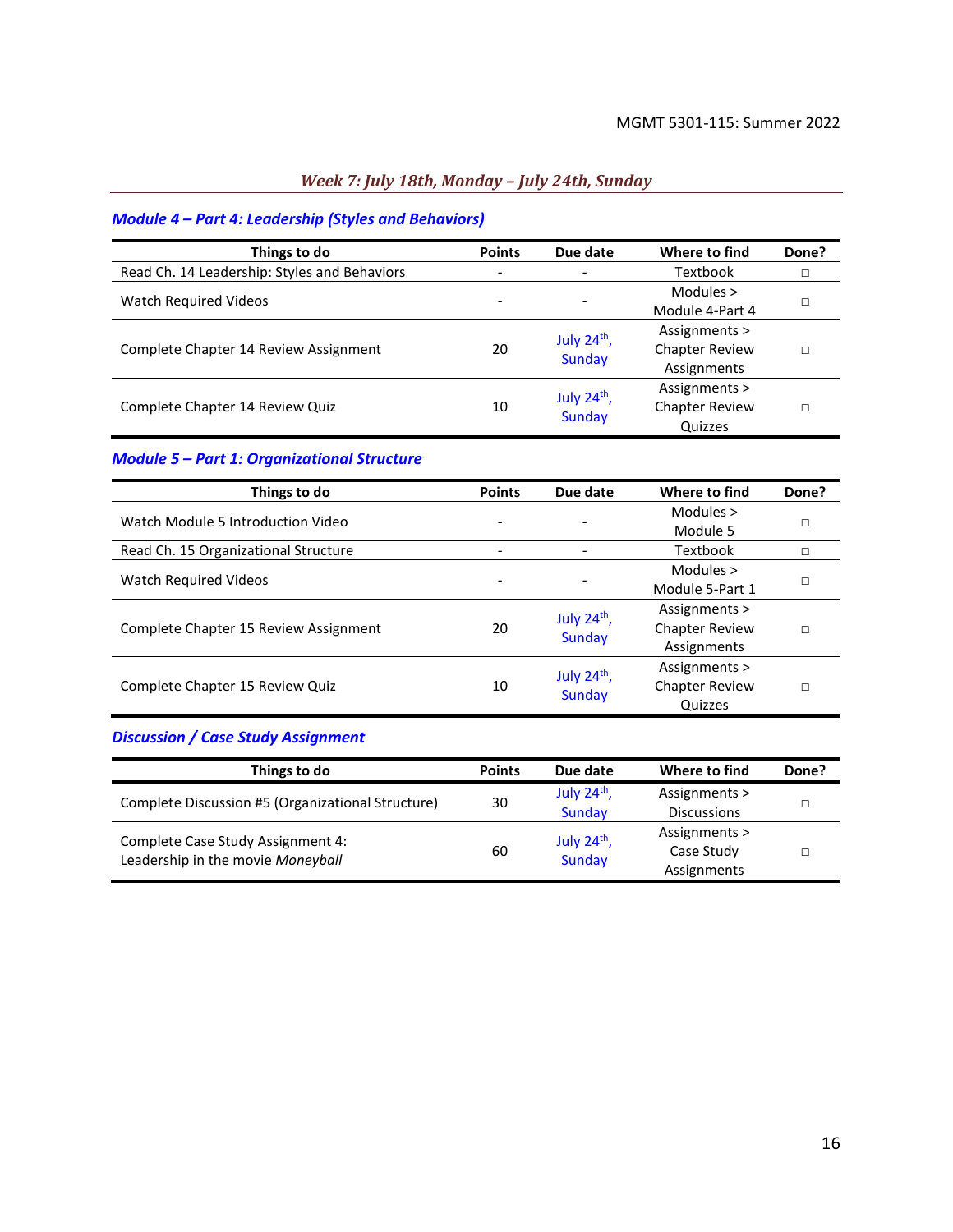## *Week 7: July 18th, Monday – July 24th, Sunday*

### *Module 4 – Part 4: Leadership (Styles and Behaviors)*

| Things to do | Points | Due date | Where to find | Done? |
|---|---|---|---|---|
| Read Ch. 14 Leadership: Styles and Behaviors | - | - | Textbook | □ |
| Watch Required Videos | - | - | Modules > Module 4-Part 4 | □ |
| Complete Chapter 14 Review Assignment | 20 | July 24th, Sunday | Assignments > Chapter Review Assignments | □ |
| Complete Chapter 14 Review Quiz | 10 | July 24th, Sunday | Assignments > Chapter Review Quizzes | □ |

### *Module 5 – Part 1: Organizational Structure*

| Things to do | Points | Due date | Where to find | Done? |
|---|---|---|---|---|
| Watch Module 5 Introduction Video | - | - | Modules > Module 5 | □ |
| Read Ch. 15 Organizational Structure | - | - | Textbook | □ |
| Watch Required Videos | - | - | Modules > Module 5-Part 1 | □ |
| Complete Chapter 15 Review Assignment | 20 | July 24th, Sunday | Assignments > Chapter Review Assignments | □ |
| Complete Chapter 15 Review Quiz | 10 | July 24th, Sunday | Assignments > Chapter Review Quizzes | □ |

### *Discussion / Case Study Assignment*

| Things to do | Points | Due date | Where to find | Done? |
|---|---|---|---|---|
| Complete Discussion #5 (Organizational Structure) | 30 | July 24th, Sunday | Assignments > Discussions | □ |
| Complete Case Study Assignment 4: Leadership in the movie *Moneyball* | 60 | July 24th, Sunday | Assignments > Case Study Assignments | □ |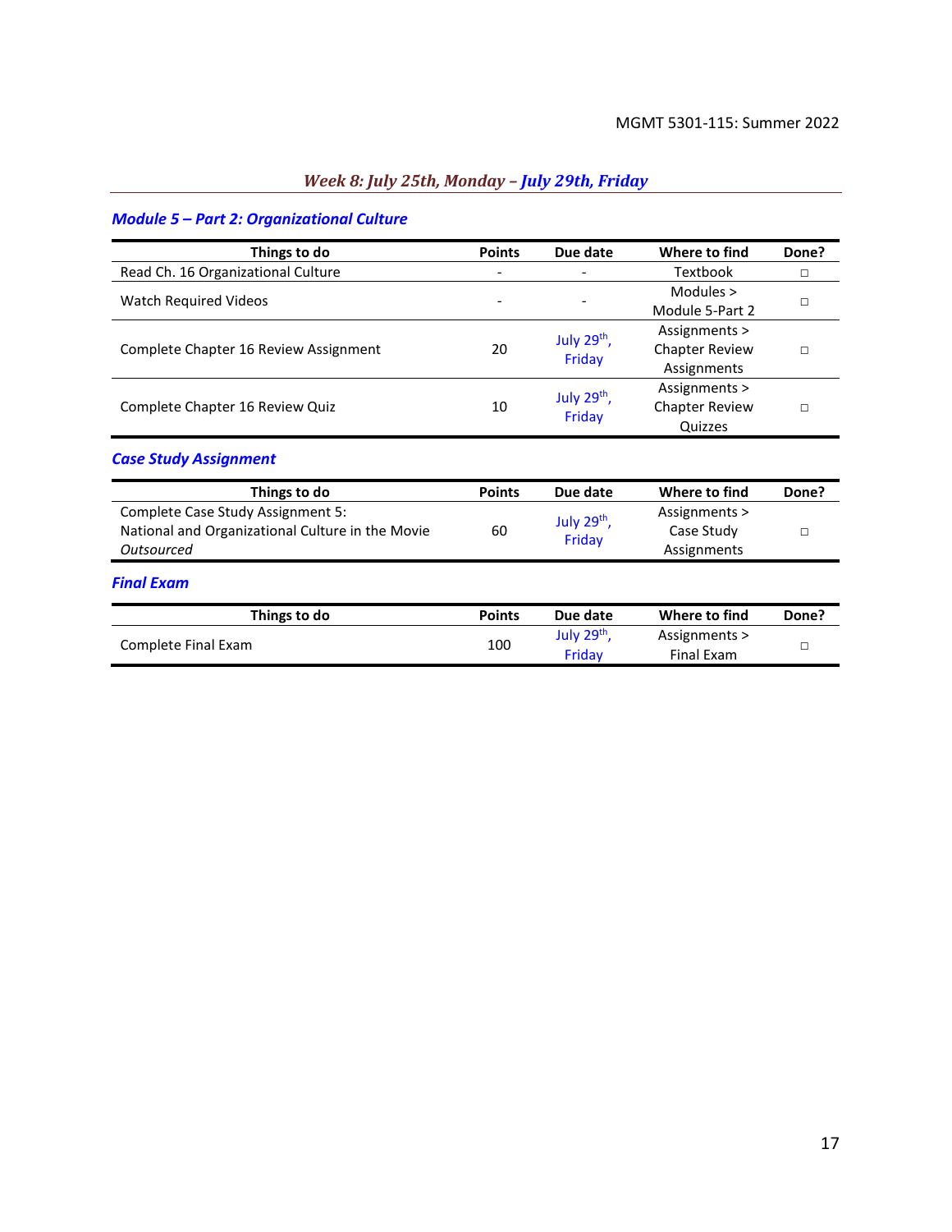## *Week 8: July 25th, Monday – July 29th, Friday*

### *Module 5 – Part 2: Organizational Culture*

| Things to do | Points | Due date | Where to find | Done? |
|---|---|---|---|---|
| Read Ch. 16 Organizational Culture | - | - | Textbook | ☐ |
| Watch Required Videos | - | - | Modules > Module 5-Part 2 | ☐ |
| Complete Chapter 16 Review Assignment | 20 | July 29th, Friday | Assignments > Chapter Review Assignments | ☐ |
| Complete Chapter 16 Review Quiz | 10 | July 29th, Friday | Assignments > Chapter Review Quizzes | ☐ |

### *Case Study Assignment*

| Things to do | Points | Due date | Where to find | Done? |
|---|---|---|---|---|
| Complete Case Study Assignment 5: National and Organizational Culture in the Movie *Outsourced* | 60 | July 29th, Friday | Assignments > Case Study Assignments | ☐ |

### *Final Exam*

| Things to do | Points | Due date | Where to find | Done? |
|---|---|---|---|---|
| Complete Final Exam | 100 | July 29th, Friday | Assignments > Final Exam | ☐ |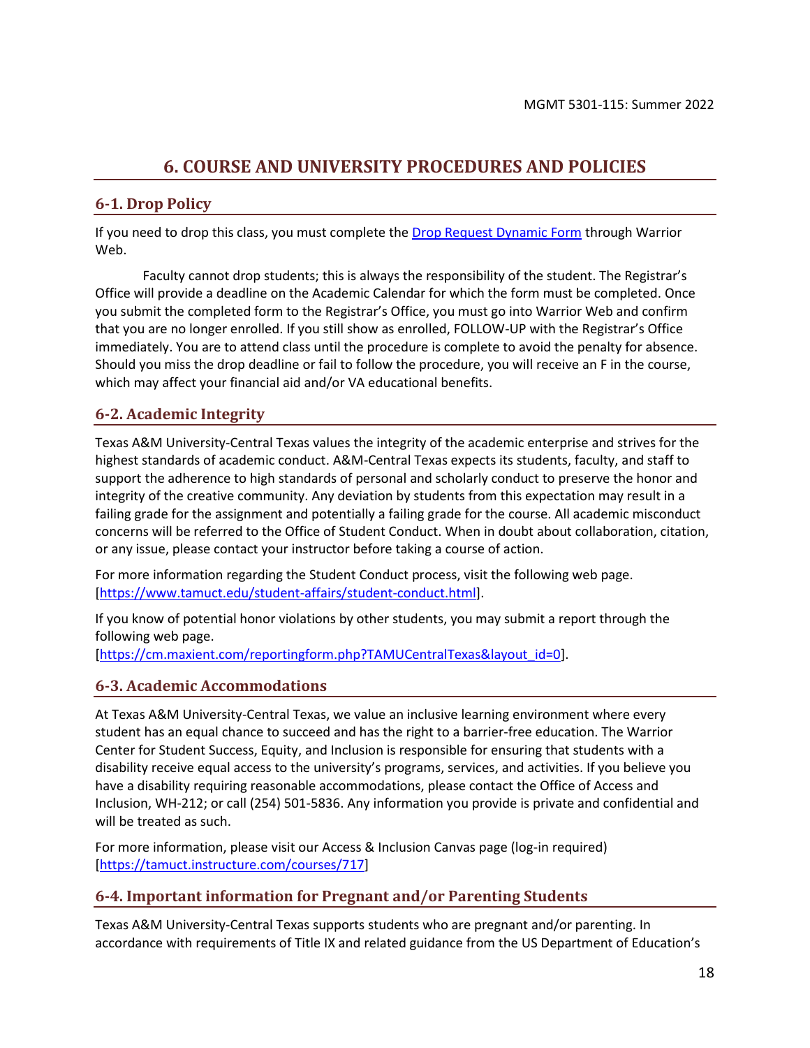# 6. COURSE AND UNIVERSITY PROCEDURES AND POLICIES

## 6-1. Drop Policy

If you need to drop this class, you must complete the [Drop Request Dynamic Form](#) through Warrior Web.

Faculty cannot drop students; this is always the responsibility of the student. The Registrar's Office will provide a deadline on the Academic Calendar for which the form must be completed. Once you submit the completed form to the Registrar's Office, you must go into Warrior Web and confirm that you are no longer enrolled. If you still show as enrolled, FOLLOW-UP with the Registrar's Office immediately. You are to attend class until the procedure is complete to avoid the penalty for absence. Should you miss the drop deadline or fail to follow the procedure, you will receive an F in the course, which may affect your financial aid and/or VA educational benefits.

## 6-2. Academic Integrity

Texas A&M University-Central Texas values the integrity of the academic enterprise and strives for the highest standards of academic conduct. A&M-Central Texas expects its students, faculty, and staff to support the adherence to high standards of personal and scholarly conduct to preserve the honor and integrity of the creative community. Any deviation by students from this expectation may result in a failing grade for the assignment and potentially a failing grade for the course. All academic misconduct concerns will be referred to the Office of Student Conduct. When in doubt about collaboration, citation, or any issue, please contact your instructor before taking a course of action.

For more information regarding the Student Conduct process, visit the following web page. [https://www.tamuct.edu/student-affairs/student-conduct.html].

If you know of potential honor violations by other students, you may submit a report through the following web page.
[https://cm.maxient.com/reportingform.php?TAMUCentralTexas&layout_id=0].

## 6-3. Academic Accommodations

At Texas A&M University-Central Texas, we value an inclusive learning environment where every student has an equal chance to succeed and has the right to a barrier-free education. The Warrior Center for Student Success, Equity, and Inclusion is responsible for ensuring that students with a disability receive equal access to the university's programs, services, and activities. If you believe you have a disability requiring reasonable accommodations, please contact the Office of Access and Inclusion, WH-212; or call (254) 501-5836. Any information you provide is private and confidential and will be treated as such.

For more information, please visit our Access & Inclusion Canvas page (log-in required) [https://tamuct.instructure.com/courses/717]

## 6-4. Important information for Pregnant and/or Parenting Students

Texas A&M University-Central Texas supports students who are pregnant and/or parenting. In accordance with requirements of Title IX and related guidance from the US Department of Education's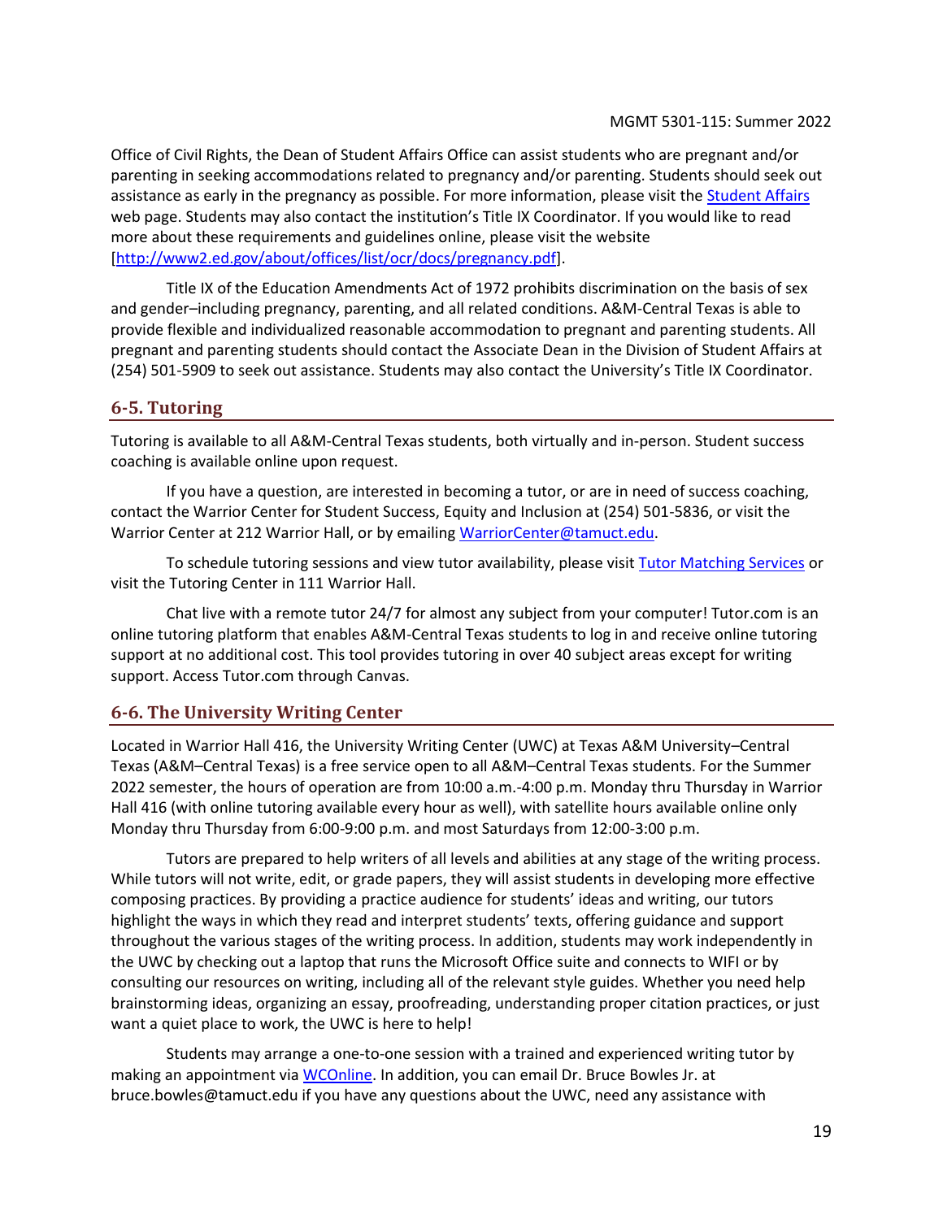Office of Civil Rights, the Dean of Student Affairs Office can assist students who are pregnant and/or parenting in seeking accommodations related to pregnancy and/or parenting. Students should seek out assistance as early in the pregnancy as possible. For more information, please visit the [Student Affairs](#) web page. Students may also contact the institution's Title IX Coordinator. If you would like to read more about these requirements and guidelines online, please visit the website [[http://www2.ed.gov/about/offices/list/ocr/docs/pregnancy.pdf](http://www2.ed.gov/about/offices/list/ocr/docs/pregnancy.pdf)].

Title IX of the Education Amendments Act of 1972 prohibits discrimination on the basis of sex and gender–including pregnancy, parenting, and all related conditions. A&M-Central Texas is able to provide flexible and individualized reasonable accommodation to pregnant and parenting students. All pregnant and parenting students should contact the Associate Dean in the Division of Student Affairs at (254) 501-5909 to seek out assistance. Students may also contact the University's Title IX Coordinator.

## 6-5. Tutoring

Tutoring is available to all A&M-Central Texas students, both virtually and in-person. Student success coaching is available online upon request.

If you have a question, are interested in becoming a tutor, or are in need of success coaching, contact the Warrior Center for Student Success, Equity and Inclusion at (254) 501-5836, or visit the Warrior Center at 212 Warrior Hall, or by emailing [WarriorCenter@tamuct.edu](mailto:WarriorCenter@tamuct.edu).

To schedule tutoring sessions and view tutor availability, please visit [Tutor Matching Services](#) or visit the Tutoring Center in 111 Warrior Hall.

Chat live with a remote tutor 24/7 for almost any subject from your computer! Tutor.com is an online tutoring platform that enables A&M-Central Texas students to log in and receive online tutoring support at no additional cost. This tool provides tutoring in over 40 subject areas except for writing support. Access Tutor.com through Canvas.

## 6-6. The University Writing Center

Located in Warrior Hall 416, the University Writing Center (UWC) at Texas A&M University–Central Texas (A&M–Central Texas) is a free service open to all A&M–Central Texas students. For the Summer 2022 semester, the hours of operation are from 10:00 a.m.-4:00 p.m. Monday thru Thursday in Warrior Hall 416 (with online tutoring available every hour as well), with satellite hours available online only Monday thru Thursday from 6:00-9:00 p.m. and most Saturdays from 12:00-3:00 p.m.

Tutors are prepared to help writers of all levels and abilities at any stage of the writing process. While tutors will not write, edit, or grade papers, they will assist students in developing more effective composing practices. By providing a practice audience for students' ideas and writing, our tutors highlight the ways in which they read and interpret students' texts, offering guidance and support throughout the various stages of the writing process. In addition, students may work independently in the UWC by checking out a laptop that runs the Microsoft Office suite and connects to WIFI or by consulting our resources on writing, including all of the relevant style guides. Whether you need help brainstorming ideas, organizing an essay, proofreading, understanding proper citation practices, or just want a quiet place to work, the UWC is here to help!

Students may arrange a one-to-one session with a trained and experienced writing tutor by making an appointment via [WCOnline](#). In addition, you can email Dr. Bruce Bowles Jr. at bruce.bowles@tamuct.edu if you have any questions about the UWC, need any assistance with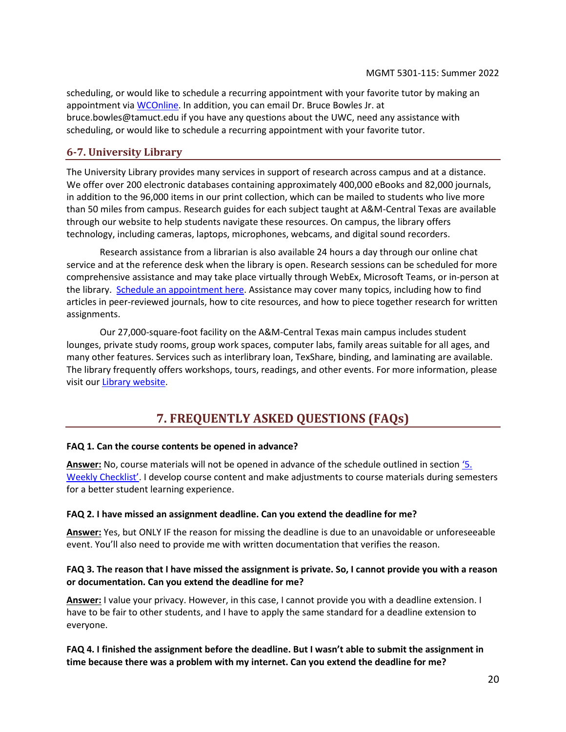scheduling, or would like to schedule a recurring appointment with your favorite tutor by making an appointment via WCOnline. In addition, you can email Dr. Bruce Bowles Jr. at bruce.bowles@tamuct.edu if you have any questions about the UWC, need any assistance with scheduling, or would like to schedule a recurring appointment with your favorite tutor.

### 6-7. University Library

The University Library provides many services in support of research across campus and at a distance. We offer over 200 electronic databases containing approximately 400,000 eBooks and 82,000 journals, in addition to the 96,000 items in our print collection, which can be mailed to students who live more than 50 miles from campus. Research guides for each subject taught at A&M-Central Texas are available through our website to help students navigate these resources. On campus, the library offers technology, including cameras, laptops, microphones, webcams, and digital sound recorders.

Research assistance from a librarian is also available 24 hours a day through our online chat service and at the reference desk when the library is open. Research sessions can be scheduled for more comprehensive assistance and may take place virtually through WebEx, Microsoft Teams, or in-person at the library. Schedule an appointment here. Assistance may cover many topics, including how to find articles in peer-reviewed journals, how to cite resources, and how to piece together research for written assignments.

Our 27,000-square-foot facility on the A&M-Central Texas main campus includes student lounges, private study rooms, group work spaces, computer labs, family areas suitable for all ages, and many other features. Services such as interlibrary loan, TexShare, binding, and laminating are available. The library frequently offers workshops, tours, readings, and other events. For more information, please visit our Library website.

## 7. FREQUENTLY ASKED QUESTIONS (FAQs)

**FAQ 1. Can the course contents be opened in advance?**

**Answer:** No, course materials will not be opened in advance of the schedule outlined in section '5. Weekly Checklist'. I develop course content and make adjustments to course materials during semesters for a better student learning experience.

**FAQ 2. I have missed an assignment deadline. Can you extend the deadline for me?**

**Answer:** Yes, but ONLY IF the reason for missing the deadline is due to an unavoidable or unforeseeable event. You'll also need to provide me with written documentation that verifies the reason.

**FAQ 3. The reason that I have missed the assignment is private. So, I cannot provide you with a reason or documentation. Can you extend the deadline for me?**

**Answer:** I value your privacy. However, in this case, I cannot provide you with a deadline extension. I have to be fair to other students, and I have to apply the same standard for a deadline extension to everyone.

**FAQ 4. I finished the assignment before the deadline. But I wasn't able to submit the assignment in time because there was a problem with my internet. Can you extend the deadline for me?**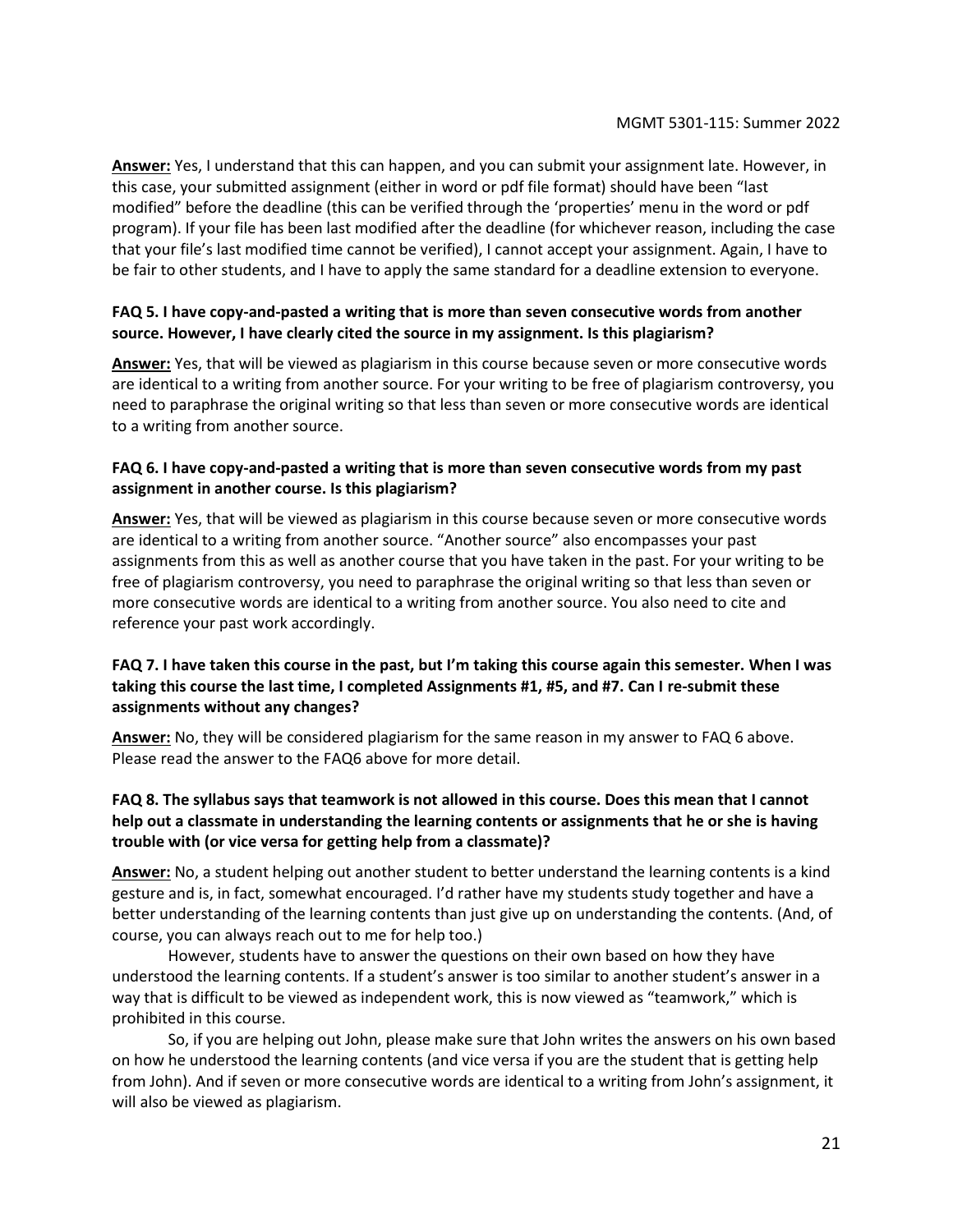**Answer:** Yes, I understand that this can happen, and you can submit your assignment late. However, in this case, your submitted assignment (either in word or pdf file format) should have been "last modified" before the deadline (this can be verified through the 'properties' menu in the word or pdf program). If your file has been last modified after the deadline (for whichever reason, including the case that your file's last modified time cannot be verified), I cannot accept your assignment. Again, I have to be fair to other students, and I have to apply the same standard for a deadline extension to everyone.

**FAQ 5. I have copy-and-pasted a writing that is more than seven consecutive words from another source. However, I have clearly cited the source in my assignment. Is this plagiarism?**

**Answer:** Yes, that will be viewed as plagiarism in this course because seven or more consecutive words are identical to a writing from another source. For your writing to be free of plagiarism controversy, you need to paraphrase the original writing so that less than seven or more consecutive words are identical to a writing from another source.

**FAQ 6. I have copy-and-pasted a writing that is more than seven consecutive words from my past assignment in another course. Is this plagiarism?**

**Answer:** Yes, that will be viewed as plagiarism in this course because seven or more consecutive words are identical to a writing from another source. "Another source" also encompasses your past assignments from this as well as another course that you have taken in the past. For your writing to be free of plagiarism controversy, you need to paraphrase the original writing so that less than seven or more consecutive words are identical to a writing from another source. You also need to cite and reference your past work accordingly.

**FAQ 7. I have taken this course in the past, but I'm taking this course again this semester. When I was taking this course the last time, I completed Assignments #1, #5, and #7. Can I re-submit these assignments without any changes?**

**Answer:** No, they will be considered plagiarism for the same reason in my answer to FAQ 6 above. Please read the answer to the FAQ6 above for more detail.

**FAQ 8. The syllabus says that teamwork is not allowed in this course. Does this mean that I cannot help out a classmate in understanding the learning contents or assignments that he or she is having trouble with (or vice versa for getting help from a classmate)?**

**Answer:** No, a student helping out another student to better understand the learning contents is a kind gesture and is, in fact, somewhat encouraged. I'd rather have my students study together and have a better understanding of the learning contents than just give up on understanding the contents. (And, of course, you can always reach out to me for help too.)

However, students have to answer the questions on their own based on how they have understood the learning contents. If a student's answer is too similar to another student's answer in a way that is difficult to be viewed as independent work, this is now viewed as "teamwork," which is prohibited in this course.

So, if you are helping out John, please make sure that John writes the answers on his own based on how he understood the learning contents (and vice versa if you are the student that is getting help from John). And if seven or more consecutive words are identical to a writing from John's assignment, it will also be viewed as plagiarism.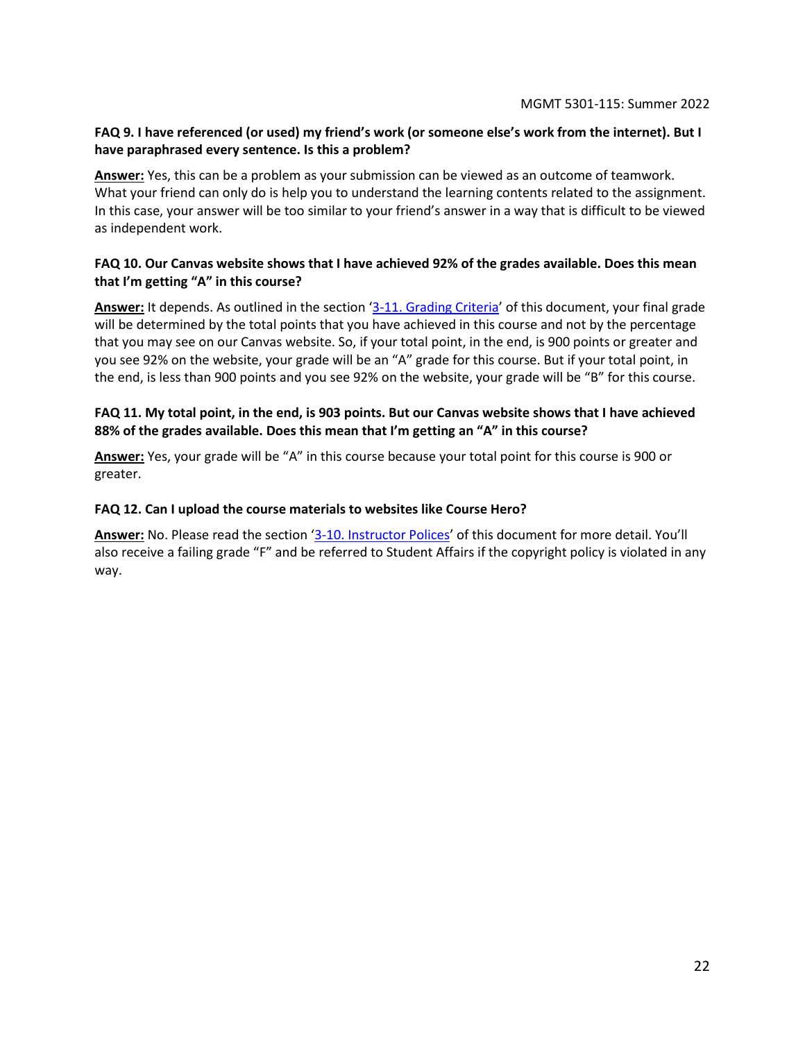**FAQ 9. I have referenced (or used) my friend's work (or someone else's work from the internet). But I have paraphrased every sentence. Is this a problem?**

**Answer:** Yes, this can be a problem as your submission can be viewed as an outcome of teamwork. What your friend can only do is help you to understand the learning contents related to the assignment. In this case, your answer will be too similar to your friend's answer in a way that is difficult to be viewed as independent work.

**FAQ 10. Our Canvas website shows that I have achieved 92% of the grades available. Does this mean that I'm getting "A" in this course?**

**Answer:** It depends. As outlined in the section '3-11. Grading Criteria' of this document, your final grade will be determined by the total points that you have achieved in this course and not by the percentage that you may see on our Canvas website. So, if your total point, in the end, is 900 points or greater and you see 92% on the website, your grade will be an "A" grade for this course. But if your total point, in the end, is less than 900 points and you see 92% on the website, your grade will be "B" for this course.

**FAQ 11. My total point, in the end, is 903 points. But our Canvas website shows that I have achieved 88% of the grades available. Does this mean that I'm getting an "A" in this course?**

**Answer:** Yes, your grade will be "A" in this course because your total point for this course is 900 or greater.

**FAQ 12. Can I upload the course materials to websites like Course Hero?**

**Answer:** No. Please read the section '3-10. Instructor Polices' of this document for more detail. You'll also receive a failing grade "F" and be referred to Student Affairs if the copyright policy is violated in any way.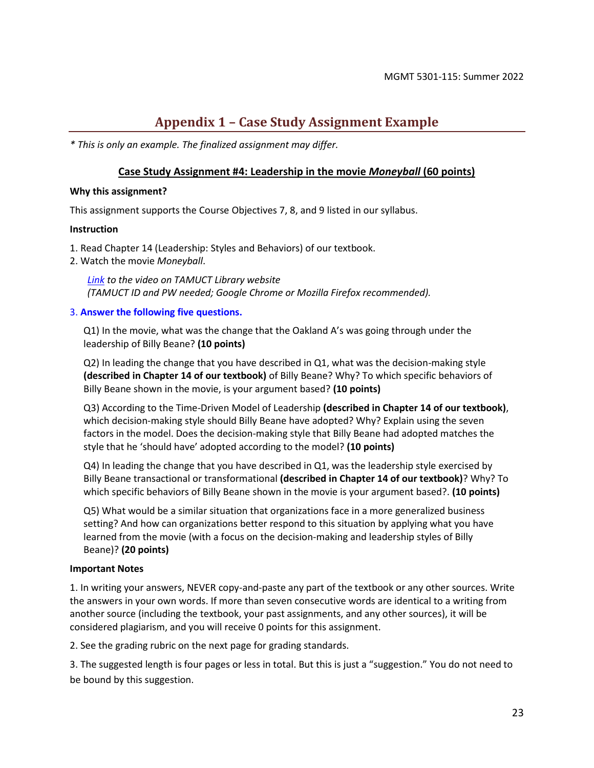# Appendix 1 – Case Study Assignment Example

*\* This is only an example. The finalized assignment may differ.*

## Case Study Assignment #4: Leadership in the movie *Moneyball* (60 points)

**Why this assignment?**

This assignment supports the Course Objectives 7, 8, and 9 listed in our syllabus.

**Instruction**

1. Read Chapter 14 (Leadership: Styles and Behaviors) of our textbook.
2. Watch the movie *Moneyball*.

   *Link to the video on TAMUCT Library website*
   *(TAMUCT ID and PW needed; Google Chrome or Mozilla Firefox recommended).*

3. **Answer the following five questions.**

   Q1) In the movie, what was the change that the Oakland A's was going through under the leadership of Billy Beane? **(10 points)**

   Q2) In leading the change that you have described in Q1, what was the decision-making style **(described in Chapter 14 of our textbook)** of Billy Beane? Why? To which specific behaviors of Billy Beane shown in the movie, is your argument based? **(10 points)**

   Q3) According to the Time-Driven Model of Leadership **(described in Chapter 14 of our textbook)**, which decision-making style should Billy Beane have adopted? Why? Explain using the seven factors in the model. Does the decision-making style that Billy Beane had adopted matches the style that he 'should have' adopted according to the model? **(10 points)**

   Q4) In leading the change that you have described in Q1, was the leadership style exercised by Billy Beane transactional or transformational **(described in Chapter 14 of our textbook)**? Why? To which specific behaviors of Billy Beane shown in the movie is your argument based?. **(10 points)**

   Q5) What would be a similar situation that organizations face in a more generalized business setting? And how can organizations better respond to this situation by applying what you have learned from the movie (with a focus on the decision-making and leadership styles of Billy Beane)? **(20 points)**

**Important Notes**

1. In writing your answers, NEVER copy-and-paste any part of the textbook or any other sources. Write the answers in your own words. If more than seven consecutive words are identical to a writing from another source (including the textbook, your past assignments, and any other sources), it will be considered plagiarism, and you will receive 0 points for this assignment.

2. See the grading rubric on the next page for grading standards.

3. The suggested length is four pages or less in total. But this is just a "suggestion." You do not need to be bound by this suggestion.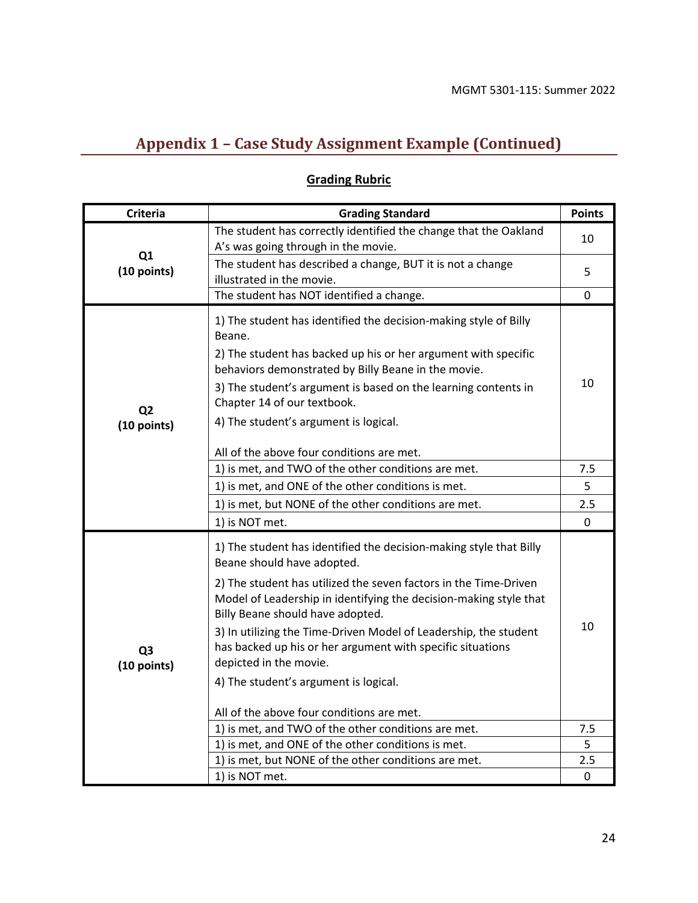## Appendix 1 – Case Study Assignment Example (Continued)

**<u>Grading Rubric</u>**

| Criteria | Grading Standard | Points |
|---|---|---|
| **Q1 (10 points)** | The student has correctly identified the change that the Oakland A's was going through in the movie. | 10 |
| | The student has described a change, BUT it is not a change illustrated in the movie. | 5 |
| | The student has NOT identified a change. | 0 |
| **Q2 (10 points)** | 1) The student has identified the decision-making style of Billy Beane.<br>2) The student has backed up his or her argument with specific behaviors demonstrated by Billy Beane in the movie.<br>3) The student's argument is based on the learning contents in Chapter 14 of our textbook.<br>4) The student's argument is logical.<br><br>All of the above four conditions are met. | 10 |
| | 1) is met, and TWO of the other conditions are met. | 7.5 |
| | 1) is met, and ONE of the other conditions is met. | 5 |
| | 1) is met, but NONE of the other conditions are met. | 2.5 |
| | 1) is NOT met. | 0 |
| **Q3 (10 points)** | 1) The student has identified the decision-making style that Billy Beane should have adopted.<br>2) The student has utilized the seven factors in the Time-Driven Model of Leadership in identifying the decision-making style that Billy Beane should have adopted.<br>3) In utilizing the Time-Driven Model of Leadership, the student has backed up his or her argument with specific situations depicted in the movie.<br>4) The student's argument is logical.<br><br>All of the above four conditions are met. | 10 |
| | 1) is met, and TWO of the other conditions are met. | 7.5 |
| | 1) is met, and ONE of the other conditions is met. | 5 |
| | 1) is met, but NONE of the other conditions are met. | 2.5 |
| | 1) is NOT met. | 0 |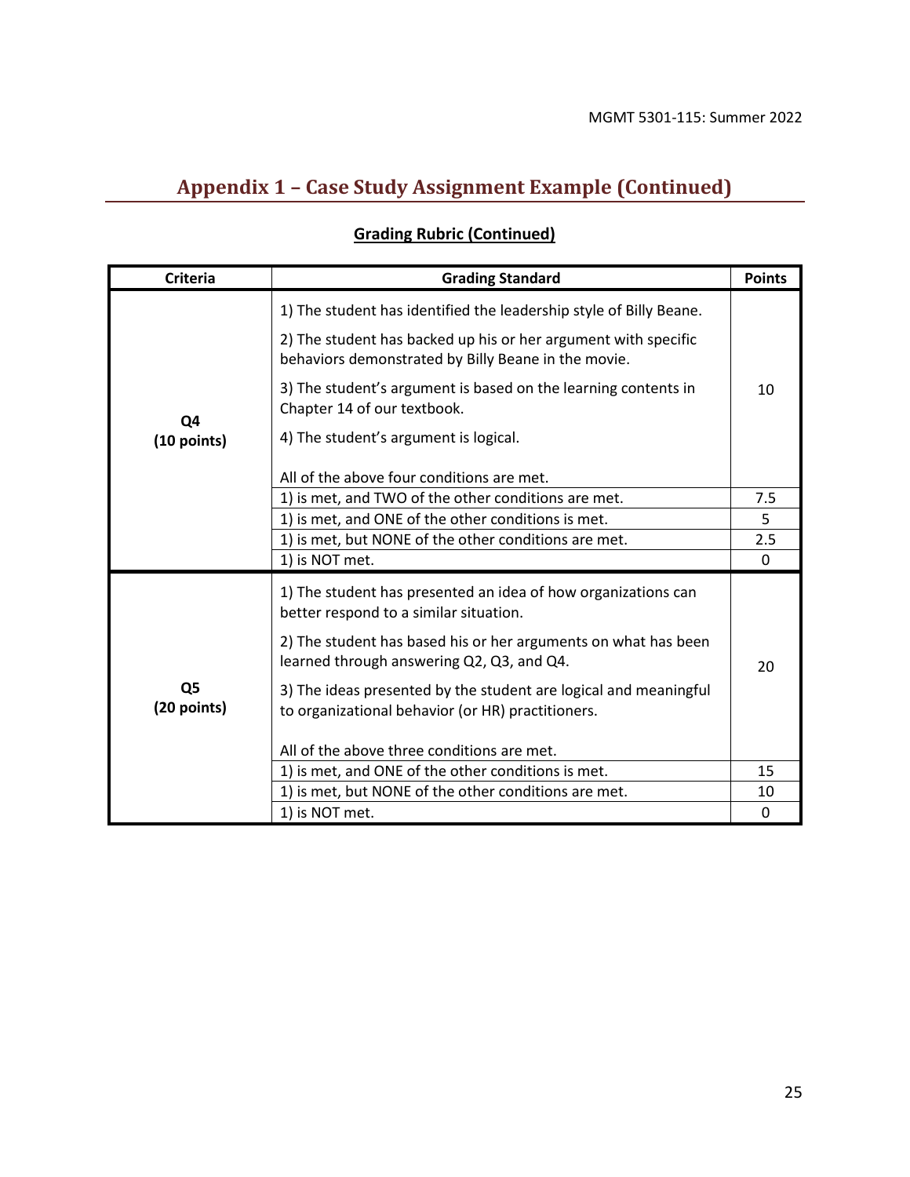## Appendix 1 – Case Study Assignment Example (Continued)

**Grading Rubric (Continued)**

| Criteria | Grading Standard | Points |
|---|---|---|
| **Q4 (10 points)** | 1) The student has identified the leadership style of Billy Beane.<br><br>2) The student has backed up his or her argument with specific behaviors demonstrated by Billy Beane in the movie.<br><br>3) The student's argument is based on the learning contents in Chapter 14 of our textbook.<br><br>4) The student's argument is logical.<br><br>All of the above four conditions are met. | 10 |
| | 1) is met, and TWO of the other conditions are met. | 7.5 |
| | 1) is met, and ONE of the other conditions is met. | 5 |
| | 1) is met, but NONE of the other conditions are met. | 2.5 |
| | 1) is NOT met. | 0 |
| **Q5 (20 points)** | 1) The student has presented an idea of how organizations can better respond to a similar situation.<br><br>2) The student has based his or her arguments on what has been learned through answering Q2, Q3, and Q4.<br><br>3) The ideas presented by the student are logical and meaningful to organizational behavior (or HR) practitioners.<br><br>All of the above three conditions are met. | 20 |
| | 1) is met, and ONE of the other conditions is met. | 15 |
| | 1) is met, but NONE of the other conditions are met. | 10 |
| | 1) is NOT met. | 0 |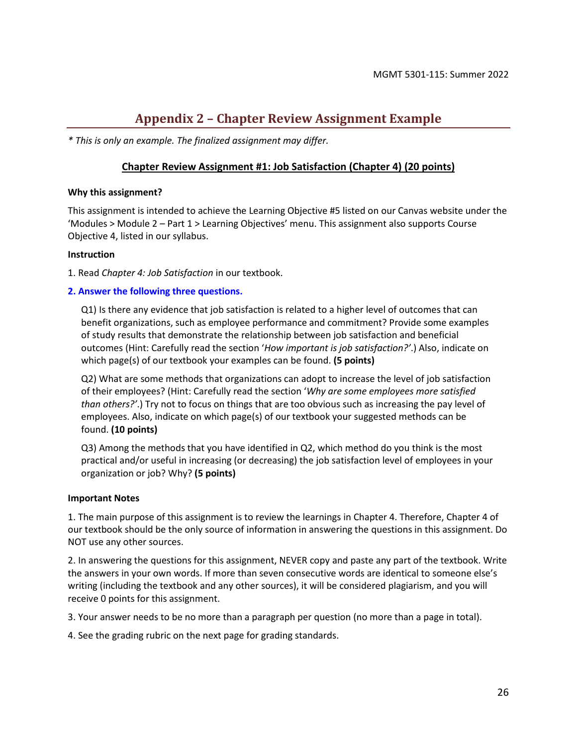# Appendix 2 – Chapter Review Assignment Example

*\* This is only an example. The finalized assignment may differ.*

## Chapter Review Assignment #1: Job Satisfaction (Chapter 4) (20 points)

**Why this assignment?**

This assignment is intended to achieve the Learning Objective #5 listed on our Canvas website under the 'Modules > Module 2 – Part 1 > Learning Objectives' menu. This assignment also supports Course Objective 4, listed in our syllabus.

**Instruction**

1. Read *Chapter 4: Job Satisfaction* in our textbook.

**2. Answer the following three questions.**

Q1) Is there any evidence that job satisfaction is related to a higher level of outcomes that can benefit organizations, such as employee performance and commitment? Provide some examples of study results that demonstrate the relationship between job satisfaction and beneficial outcomes (Hint: Carefully read the section '*How important is job satisfaction?'*.) Also, indicate on which page(s) of our textbook your examples can be found. **(5 points)**

Q2) What are some methods that organizations can adopt to increase the level of job satisfaction of their employees? (Hint: Carefully read the section '*Why are some employees more satisfied than others?'*.) Try not to focus on things that are too obvious such as increasing the pay level of employees. Also, indicate on which page(s) of our textbook your suggested methods can be found. **(10 points)**

Q3) Among the methods that you have identified in Q2, which method do you think is the most practical and/or useful in increasing (or decreasing) the job satisfaction level of employees in your organization or job? Why? **(5 points)**

**Important Notes**

1. The main purpose of this assignment is to review the learnings in Chapter 4. Therefore, Chapter 4 of our textbook should be the only source of information in answering the questions in this assignment. Do NOT use any other sources.

2. In answering the questions for this assignment, NEVER copy and paste any part of the textbook. Write the answers in your own words. If more than seven consecutive words are identical to someone else's writing (including the textbook and any other sources), it will be considered plagiarism, and you will receive 0 points for this assignment.

3. Your answer needs to be no more than a paragraph per question (no more than a page in total).

4. See the grading rubric on the next page for grading standards.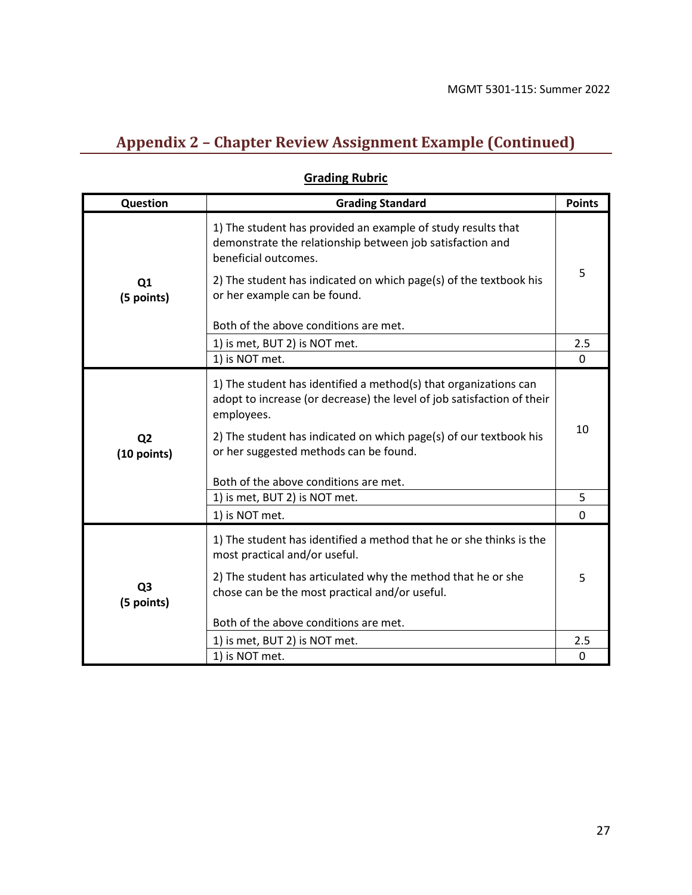## Appendix 2 – Chapter Review Assignment Example (Continued)

**Grading Rubric**

| Question | Grading Standard | Points |
|---|---|---|
| **Q1 (5 points)** | 1) The student has provided an example of study results that demonstrate the relationship between job satisfaction and beneficial outcomes.<br>2) The student has indicated on which page(s) of the textbook his or her example can be found.<br>Both of the above conditions are met. | 5 |
| | 1) is met, BUT 2) is NOT met. | 2.5 |
| | 1) is NOT met. | 0 |
| **Q2 (10 points)** | 1) The student has identified a method(s) that organizations can adopt to increase (or decrease) the level of job satisfaction of their employees.<br>2) The student has indicated on which page(s) of our textbook his or her suggested methods can be found.<br>Both of the above conditions are met. | 10 |
| | 1) is met, BUT 2) is NOT met. | 5 |
| | 1) is NOT met. | 0 |
| **Q3 (5 points)** | 1) The student has identified a method that he or she thinks is the most practical and/or useful.<br>2) The student has articulated why the method that he or she chose can be the most practical and/or useful.<br>Both of the above conditions are met. | 5 |
| | 1) is met, BUT 2) is NOT met. | 2.5 |
| | 1) is NOT met. | 0 |